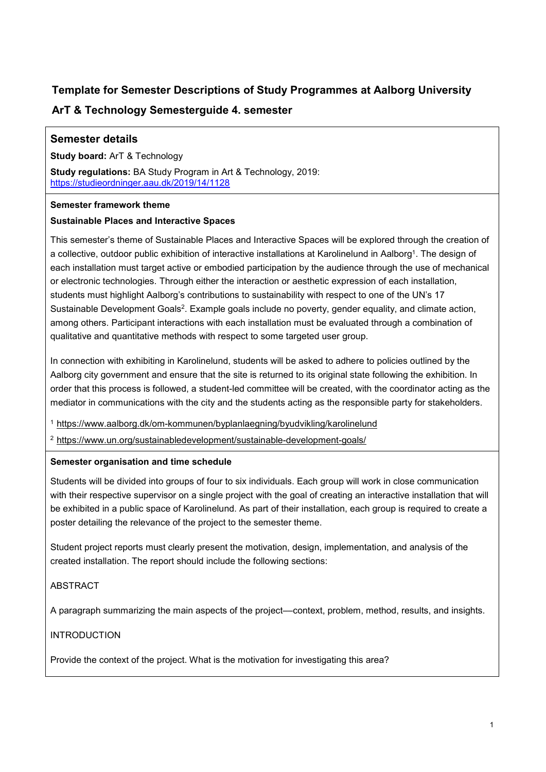# Template for Semester Descriptions of Study Programmes at Aalborg University

## ArT & Technology Semesterguide 4. semester

### Semester details

**Study board:** ArT & Technology

**Study regulations:** BA Study Program in Art & Technology, 2019: https://studieordninger.aau.dk/2019/14/1128

**Semester framework theme**

**Sustainable Places and Interactive Spaces**

This semester's theme of Sustainable Places and Interactive Spaces will be explored through the creation of a collective, outdoor public exhibition of interactive installations at Karolinelund in Aalborg[1]. The design of each installation must target active or embodied participation by the audience through the use of mechanical or electronic technologies. Through either the interaction or aesthetic expression of each installation, students must highlight Aalborg's contributions to sustainability with respect to one of the UN's 17 Sustainable Development Goals[2]. Example goals include no poverty, gender equality, and climate action, among others. Participant interactions with each installation must be evaluated through a combination of qualitative and quantitative methods with respect to some targeted user group.

In connection with exhibiting in Karolinelund, students will be asked to adhere to policies outlined by the Aalborg city government and ensure that the site is returned to its original state following the exhibition. In order that this process is followed, a student-led committee will be created, with the coordinator acting as the mediator in communications with the city and the students acting as the responsible party for stakeholders.

[1] https://www.aalborg.dk/om-kommunen/byplanlaegning/byudvikling/karolinelund

[2] https://www.un.org/sustainabledevelopment/sustainable-development-goals/

**Semester organisation and time schedule**

Students will be divided into groups of four to six individuals. Each group will work in close communication with their respective supervisor on a single project with the goal of creating an interactive installation that will be exhibited in a public space of Karolinelund. As part of their installation, each group is required to create a poster detailing the relevance of the project to the semester theme.

Student project reports must clearly present the motivation, design, implementation, and analysis of the created installation. The report should include the following sections:

ABSTRACT

A paragraph summarizing the main aspects of the project—context, problem, method, results, and insights.

INTRODUCTION

Provide the context of the project. What is the motivation for investigating this area?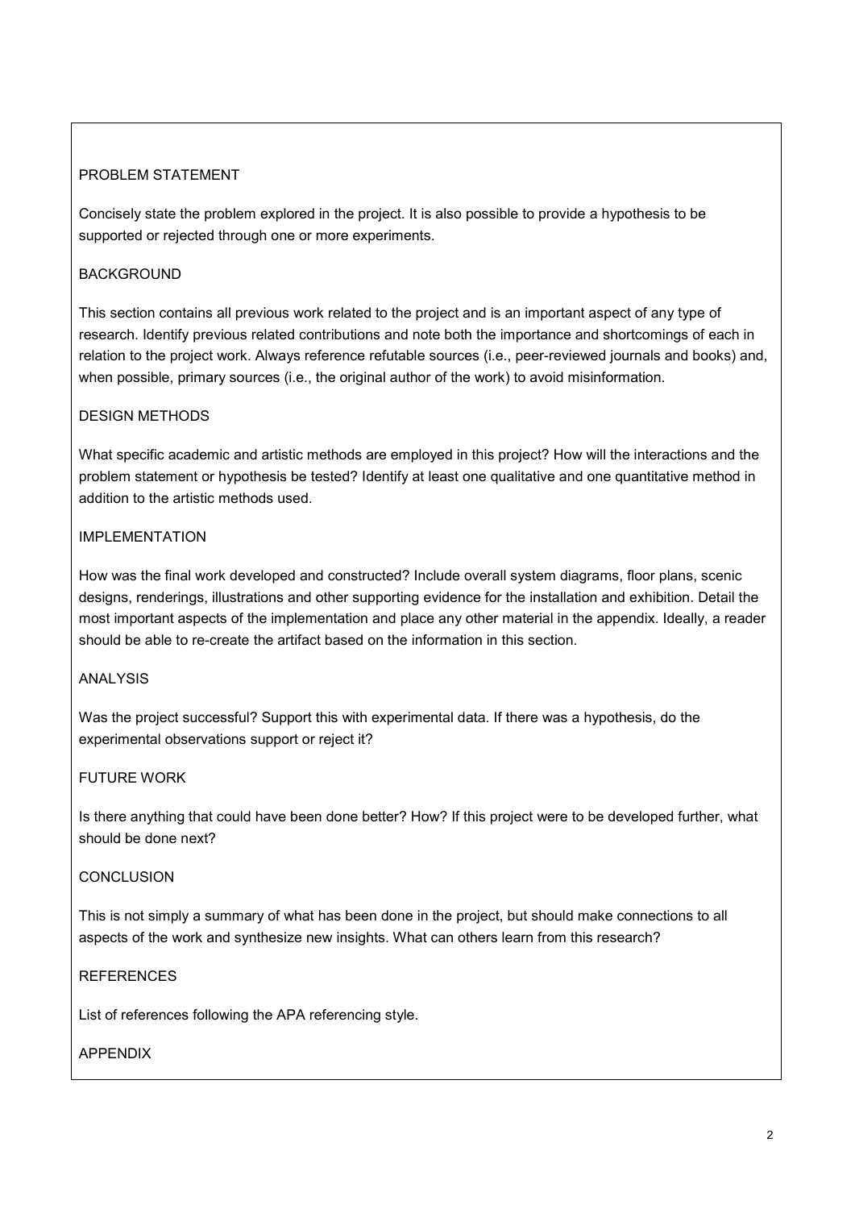## PROBLEM STATEMENT

Concisely state the problem explored in the project. It is also possible to provide a hypothesis to be supported or rejected through one or more experiments.

## BACKGROUND

This section contains all previous work related to the project and is an important aspect of any type of research. Identify previous related contributions and note both the importance and shortcomings of each in relation to the project work. Always reference refutable sources (i.e., peer-reviewed journals and books) and, when possible, primary sources (i.e., the original author of the work) to avoid misinformation.

## DESIGN METHODS

What specific academic and artistic methods are employed in this project? How will the interactions and the problem statement or hypothesis be tested? Identify at least one qualitative and one quantitative method in addition to the artistic methods used.

## IMPLEMENTATION

How was the final work developed and constructed? Include overall system diagrams, floor plans, scenic designs, renderings, illustrations and other supporting evidence for the installation and exhibition. Detail the most important aspects of the implementation and place any other material in the appendix. Ideally, a reader should be able to re-create the artifact based on the information in this section.

## ANALYSIS

Was the project successful? Support this with experimental data. If there was a hypothesis, do the experimental observations support or reject it?

## FUTURE WORK

Is there anything that could have been done better? How? If this project were to be developed further, what should be done next?

## CONCLUSION

This is not simply a summary of what has been done in the project, but should make connections to all aspects of the work and synthesize new insights. What can others learn from this research?

## REFERENCES

List of references following the APA referencing style.

## APPENDIX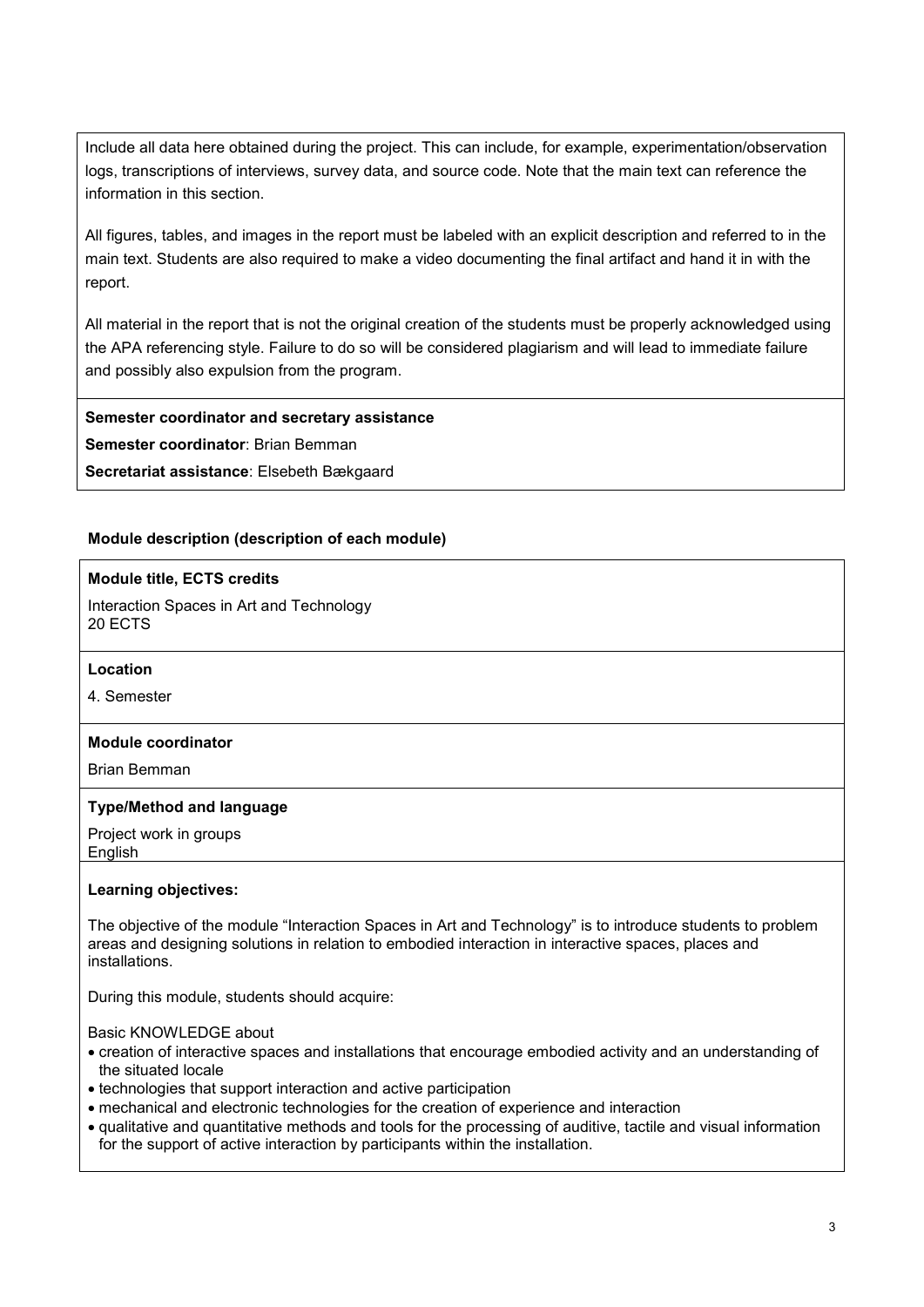Include all data here obtained during the project. This can include, for example, experimentation/observation logs, transcriptions of interviews, survey data, and source code. Note that the main text can reference the information in this section.

All figures, tables, and images in the report must be labeled with an explicit description and referred to in the main text. Students are also required to make a video documenting the final artifact and hand it in with the report.

All material in the report that is not the original creation of the students must be properly acknowledged using the APA referencing style. Failure to do so will be considered plagiarism and will lead to immediate failure and possibly also expulsion from the program.

**Semester coordinator and secretary assistance**

**Semester coordinator**: Brian Bemman

**Secretariat assistance**: Elsebeth Bækgaard

## Module description (description of each module)

**Module title, ECTS credits**

Interaction Spaces in Art and Technology
20 ECTS

**Location**

4. Semester

**Module coordinator**

Brian Bemman

**Type/Method and language**

Project work in groups
English

**Learning objectives:**

The objective of the module "Interaction Spaces in Art and Technology" is to introduce students to problem areas and designing solutions in relation to embodied interaction in interactive spaces, places and installations.

During this module, students should acquire:

Basic KNOWLEDGE about

- creation of interactive spaces and installations that encourage embodied activity and an understanding of the situated locale
- technologies that support interaction and active participation
- mechanical and electronic technologies for the creation of experience and interaction
- qualitative and quantitative methods and tools for the processing of auditive, tactile and visual information for the support of active interaction by participants within the installation.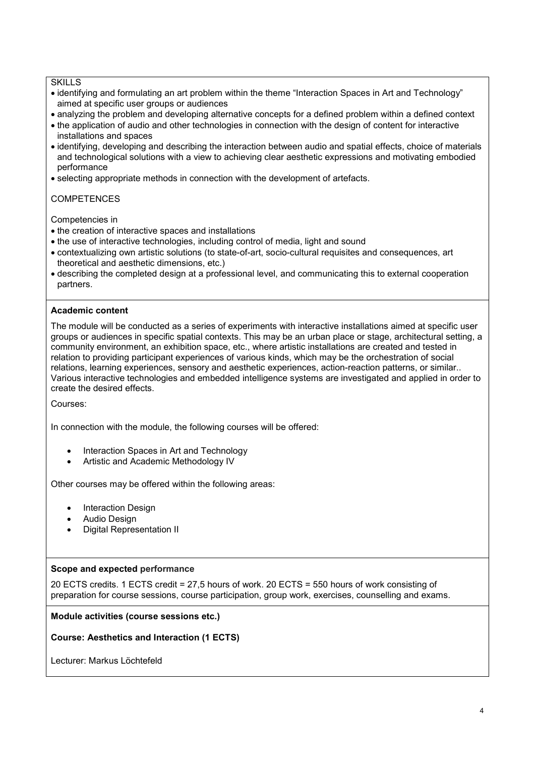SKILLS

- identifying and formulating an art problem within the theme “Interaction Spaces in Art and Technology” aimed at specific user groups or audiences
- analyzing the problem and developing alternative concepts for a defined problem within a defined context
- the application of audio and other technologies in connection with the design of content for interactive installations and spaces
- identifying, developing and describing the interaction between audio and spatial effects, choice of materials and technological solutions with a view to achieving clear aesthetic expressions and motivating embodied performance
- selecting appropriate methods in connection with the development of artefacts.

COMPETENCES

Competencies in

- the creation of interactive spaces and installations
- the use of interactive technologies, including control of media, light and sound
- contextualizing own artistic solutions (to state-of-art, socio-cultural requisites and consequences, art theoretical and aesthetic dimensions, etc.)
- describing the completed design at a professional level, and communicating this to external cooperation partners.

**Academic content**

The module will be conducted as a series of experiments with interactive installations aimed at specific user groups or audiences in specific spatial contexts. This may be an urban place or stage, architectural setting, a community environment, an exhibition space, etc., where artistic installations are created and tested in relation to providing participant experiences of various kinds, which may be the orchestration of social relations, learning experiences, sensory and aesthetic experiences, action-reaction patterns, or similar.. Various interactive technologies and embedded intelligence systems are investigated and applied in order to create the desired effects.

Courses:

In connection with the module, the following courses will be offered:

- Interaction Spaces in Art and Technology
- Artistic and Academic Methodology IV

Other courses may be offered within the following areas:

- Interaction Design
- Audio Design
- Digital Representation II

**Scope and expected performance**

20 ECTS credits. 1 ECTS credit = 27,5 hours of work. 20 ECTS = 550 hours of work consisting of preparation for course sessions, course participation, group work, exercises, counselling and exams.

**Module activities (course sessions etc.)**

**Course: Aesthetics and Interaction (1 ECTS)**

Lecturer: Markus Löchtefeld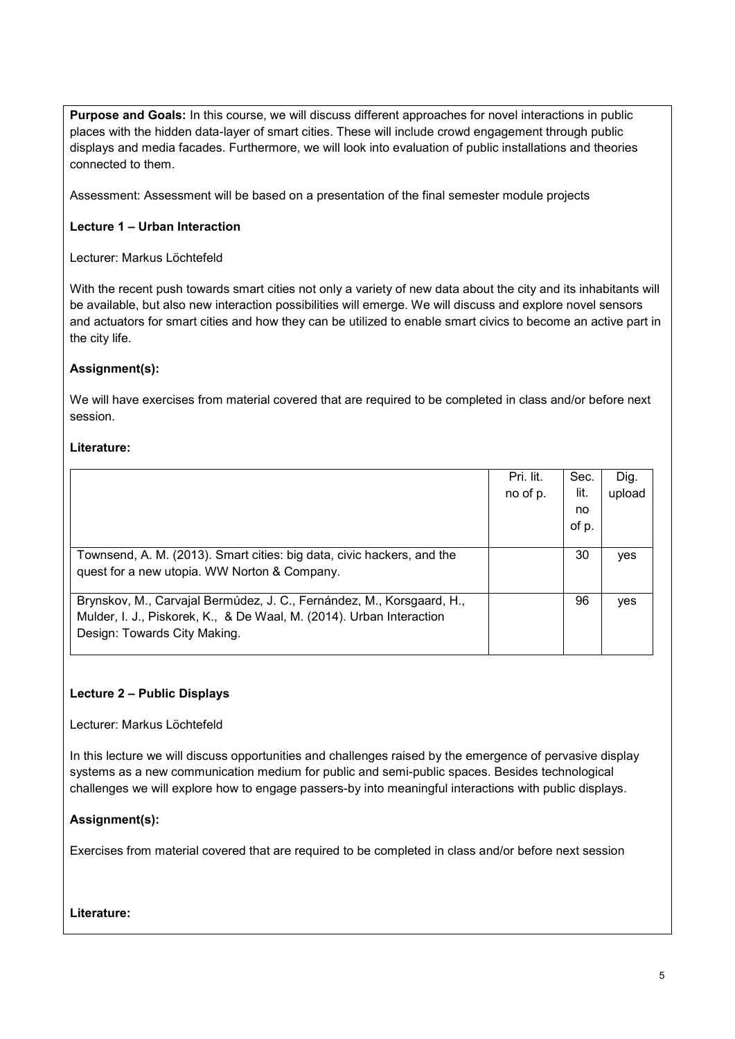**Purpose and Goals:** In this course, we will discuss different approaches for novel interactions in public places with the hidden data-layer of smart cities. These will include crowd engagement through public displays and media facades. Furthermore, we will look into evaluation of public installations and theories connected to them.

Assessment: Assessment will be based on a presentation of the final semester module projects

**Lecture 1 – Urban Interaction**

Lecturer: Markus Löchtefeld

With the recent push towards smart cities not only a variety of new data about the city and its inhabitants will be available, but also new interaction possibilities will emerge. We will discuss and explore novel sensors and actuators for smart cities and how they can be utilized to enable smart civics to become an active part in the city life.

**Assignment(s):**

We will have exercises from material covered that are required to be completed in class and/or before next session.

**Literature:**

| | Pri. lit. no of p. | Sec. lit. no of p. | Dig. upload |
|---|---|---|---|
| Townsend, A. M. (2013). Smart cities: big data, civic hackers, and the quest for a new utopia. WW Norton & Company. | | 30 | yes |
| Brynskov, M., Carvajal Bermúdez, J. C., Fernández, M., Korsgaard, H., Mulder, I. J., Piskorek, K., & De Waal, M. (2014). Urban Interaction Design: Towards City Making. | | 96 | yes |

**Lecture 2 – Public Displays**

Lecturer: Markus Löchtefeld

In this lecture we will discuss opportunities and challenges raised by the emergence of pervasive display systems as a new communication medium for public and semi-public spaces. Besides technological challenges we will explore how to engage passers-by into meaningful interactions with public displays.

**Assignment(s):**

Exercises from material covered that are required to be completed in class and/or before next session

**Literature:**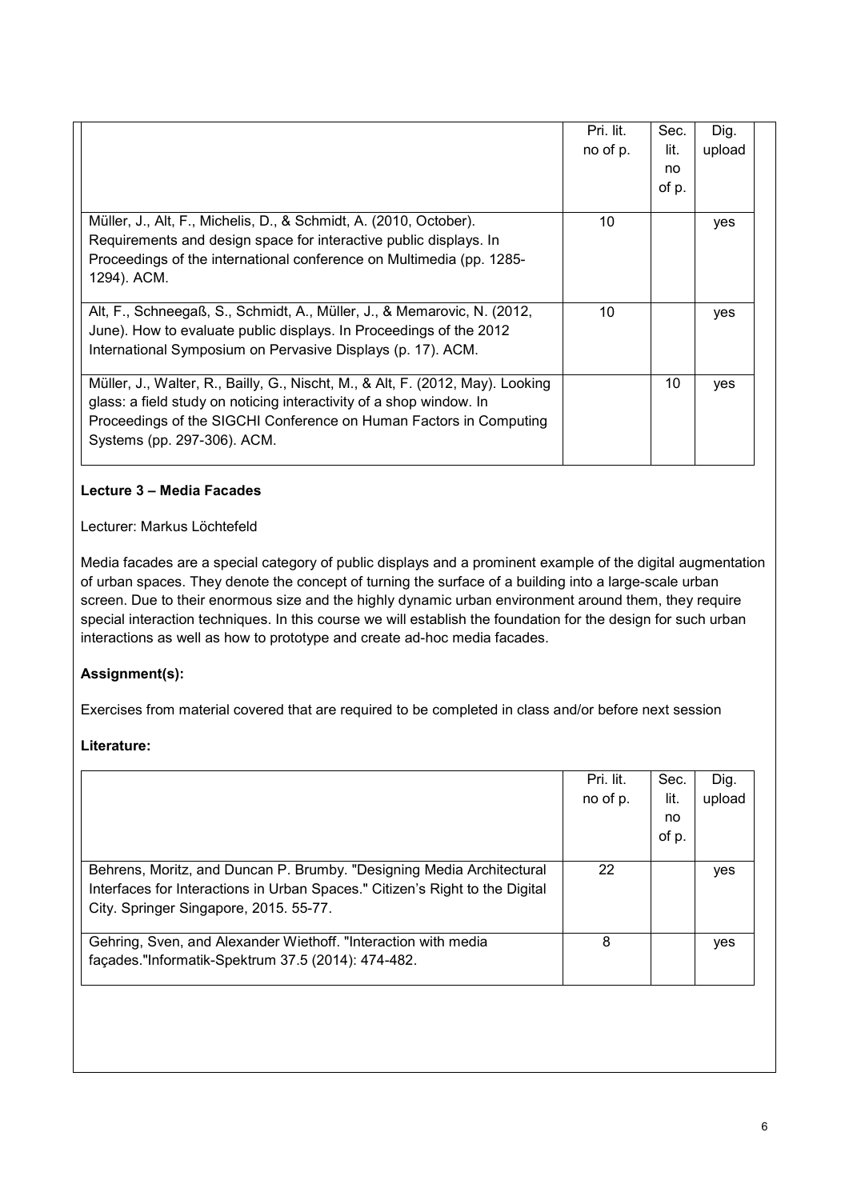| | Pri. lit. no of p. | Sec. lit. no of p. | Dig. upload |
|---|---|---|---|
| Müller, J., Alt, F., Michelis, D., & Schmidt, A. (2010, October). Requirements and design space for interactive public displays. In Proceedings of the international conference on Multimedia (pp. 1285-1294). ACM. | 10 | | yes |
| Alt, F., Schneegaß, S., Schmidt, A., Müller, J., & Memarovic, N. (2012, June). How to evaluate public displays. In Proceedings of the 2012 International Symposium on Pervasive Displays (p. 17). ACM. | 10 | | yes |
| Müller, J., Walter, R., Bailly, G., Nischt, M., & Alt, F. (2012, May). Looking glass: a field study on noticing interactivity of a shop window. In Proceedings of the SIGCHI Conference on Human Factors in Computing Systems (pp. 297-306). ACM. | | 10 | yes |

**Lecture 3 – Media Facades**

Lecturer: Markus Löchtefeld

Media facades are a special category of public displays and a prominent example of the digital augmentation of urban spaces. They denote the concept of turning the surface of a building into a large-scale urban screen. Due to their enormous size and the highly dynamic urban environment around them, they require special interaction techniques. In this course we will establish the foundation for the design for such urban interactions as well as how to prototype and create ad-hoc media facades.

**Assignment(s):**

Exercises from material covered that are required to be completed in class and/or before next session

**Literature:**

| | Pri. lit. no of p. | Sec. lit. no of p. | Dig. upload |
|---|---|---|---|
| Behrens, Moritz, and Duncan P. Brumby. "Designing Media Architectural Interfaces for Interactions in Urban Spaces." Citizen's Right to the Digital City. Springer Singapore, 2015. 55-77. | 22 | | yes |
| Gehring, Sven, and Alexander Wiethoff. "Interaction with media façades."Informatik-Spektrum 37.5 (2014): 474-482. | 8 | | yes |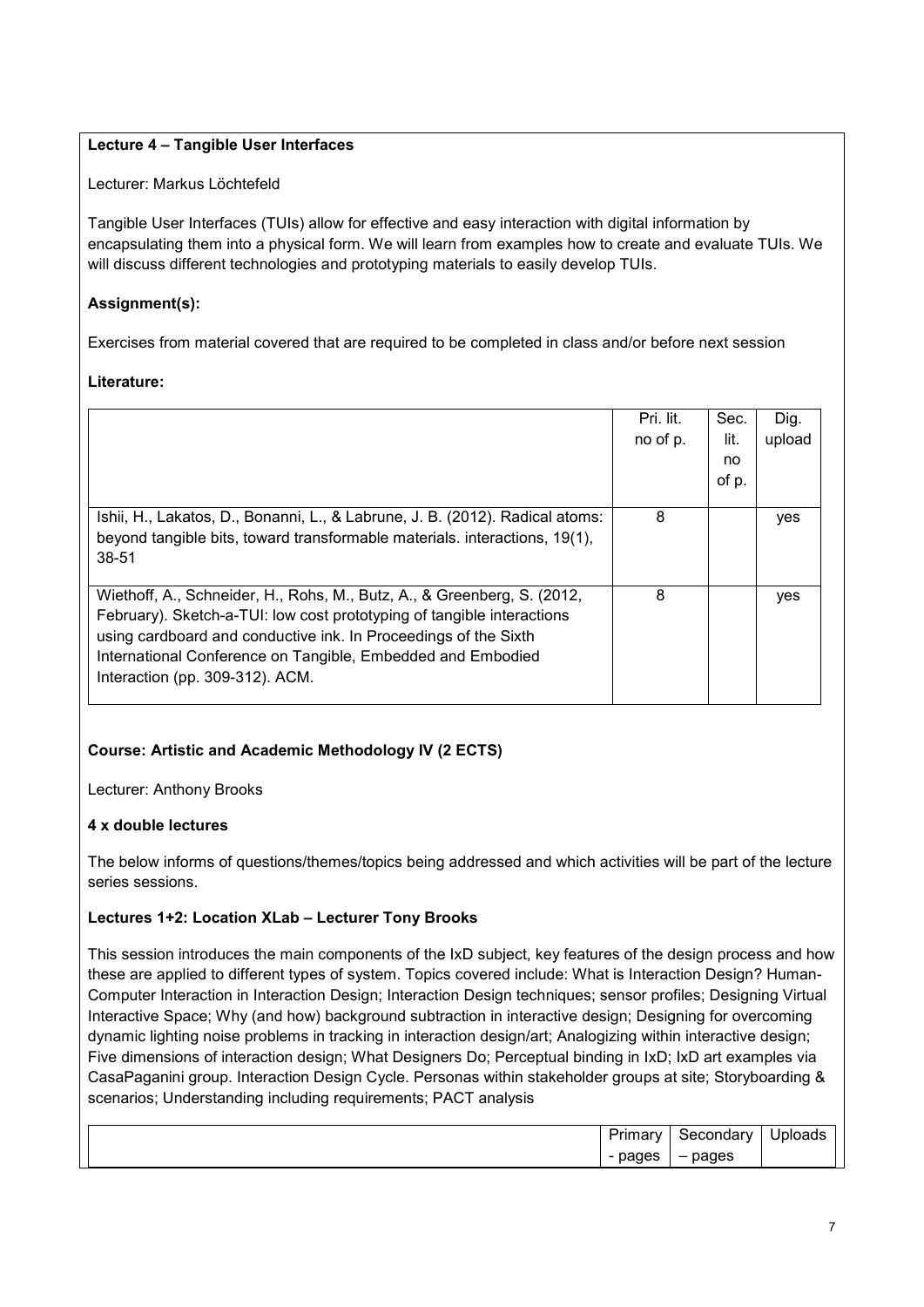**Lecture 4 – Tangible User Interfaces**

Lecturer: Markus Löchtefeld

Tangible User Interfaces (TUIs) allow for effective and easy interaction with digital information by encapsulating them into a physical form. We will learn from examples how to create and evaluate TUIs. We will discuss different technologies and prototyping materials to easily develop TUIs.

**Assignment(s):**

Exercises from material covered that are required to be completed in class and/or before next session

**Literature:**

| | Pri. lit. no of p. | Sec. lit. no of p. | Dig. upload |
|---|---|---|---|
| Ishii, H., Lakatos, D., Bonanni, L., & Labrune, J. B. (2012). Radical atoms: beyond tangible bits, toward transformable materials. interactions, 19(1), 38-51 | 8 | | yes |
| Wiethoff, A., Schneider, H., Rohs, M., Butz, A., & Greenberg, S. (2012, February). Sketch-a-TUI: low cost prototyping of tangible interactions using cardboard and conductive ink. In Proceedings of the Sixth International Conference on Tangible, Embedded and Embodied Interaction (pp. 309-312). ACM. | 8 | | yes |

**Course: Artistic and Academic Methodology IV (2 ECTS)**

Lecturer: Anthony Brooks

**4 x double lectures**

The below informs of questions/themes/topics being addressed and which activities will be part of the lecture series sessions.

**Lectures 1+2: Location XLab – Lecturer Tony Brooks**

This session introduces the main components of the IxD subject, key features of the design process and how these are applied to different types of system. Topics covered include: What is Interaction Design? Human-Computer Interaction in Interaction Design; Interaction Design techniques; sensor profiles; Designing Virtual Interactive Space; Why (and how) background subtraction in interactive design; Designing for overcoming dynamic lighting noise problems in tracking in interaction design/art; Analogizing within interactive design; Five dimensions of interaction design; What Designers Do; Perceptual binding in IxD; IxD art examples via CasaPaganini group. Interaction Design Cycle. Personas within stakeholder groups at site; Storyboarding & scenarios; Understanding including requirements; PACT analysis

| | Primary - pages | Secondary – pages | Uploads |
|---|---|---|---|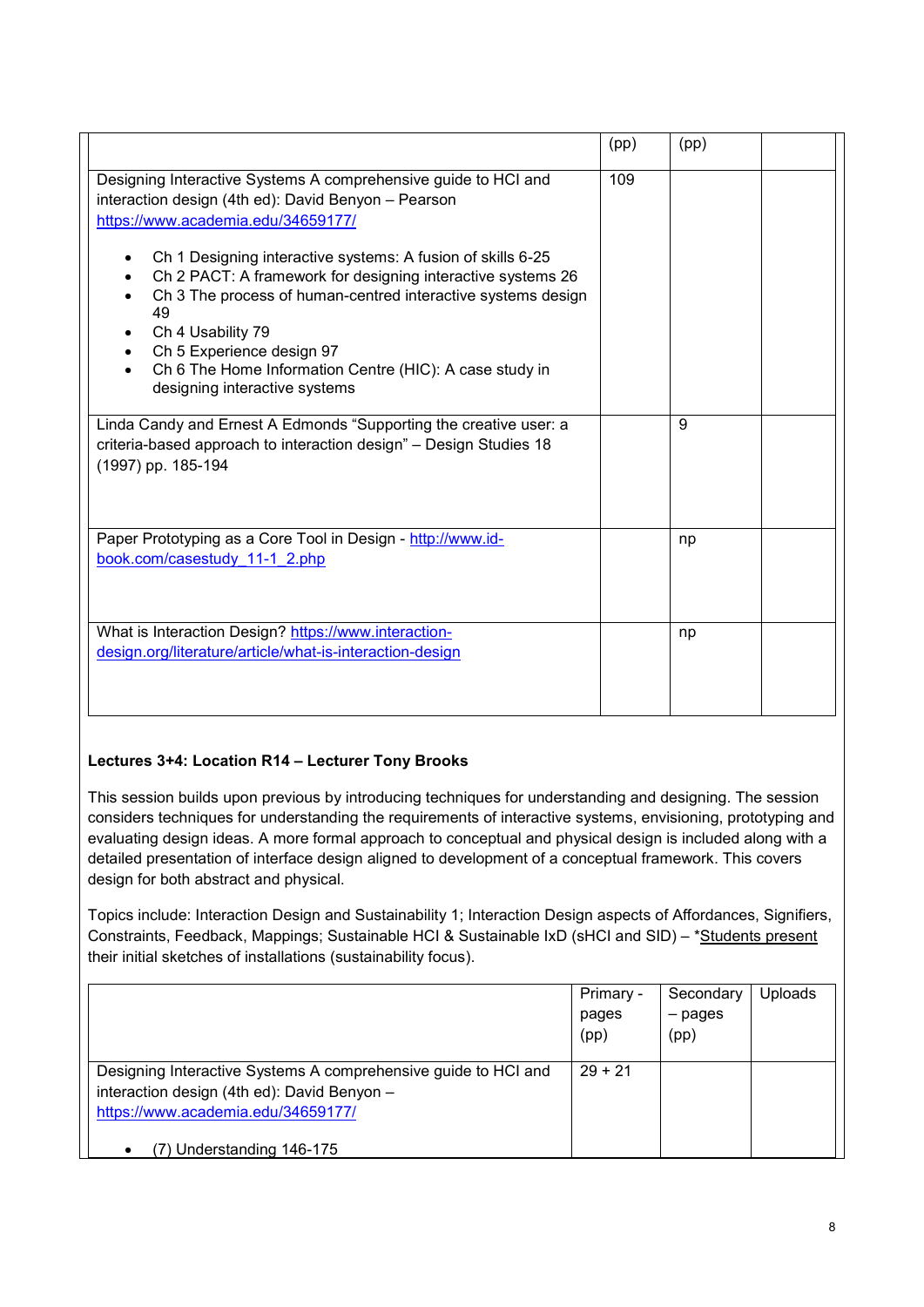| | (pp) | (pp) | |
|---|---|---|---|
| Designing Interactive Systems A comprehensive guide to HCI and interaction design (4th ed): David Benyon – Pearson https://www.academia.edu/34659177/ <br><br> • Ch 1 Designing interactive systems: A fusion of skills 6-25 <br> • Ch 2 PACT: A framework for designing interactive systems 26 <br> • Ch 3 The process of human-centred interactive systems design 49 <br> • Ch 4 Usability 79 <br> • Ch 5 Experience design 97 <br> • Ch 6 The Home Information Centre (HIC): A case study in designing interactive systems | 109 | | |
| Linda Candy and Ernest A Edmonds “Supporting the creative user: a criteria-based approach to interaction design” – Design Studies 18 (1997) pp. 185-194 | | 9 | |
| Paper Prototyping as a Core Tool in Design - http://www.id-book.com/casestudy_11-1_2.php | | np | |
| What is Interaction Design? https://www.interaction-design.org/literature/article/what-is-interaction-design | | np | |

**Lectures 3+4: Location R14 – Lecturer Tony Brooks**

This session builds upon previous by introducing techniques for understanding and designing. The session considers techniques for understanding the requirements of interactive systems, envisioning, prototyping and evaluating design ideas. A more formal approach to conceptual and physical design is included along with a detailed presentation of interface design aligned to development of a conceptual framework. This covers design for both abstract and physical.

Topics include: Interaction Design and Sustainability 1; Interaction Design aspects of Affordances, Signifiers, Constraints, Feedback, Mappings; Sustainable HCI & Sustainable IxD (sHCI and SID) – *Students present their initial sketches of installations (sustainability focus).

| | Primary - pages (pp) | Secondary – pages (pp) | Uploads |
|---|---|---|---|
| Designing Interactive Systems A comprehensive guide to HCI and interaction design (4th ed): David Benyon – https://www.academia.edu/34659177/ <br><br> • (7) Understanding 146-175 | 29 + 21 | | |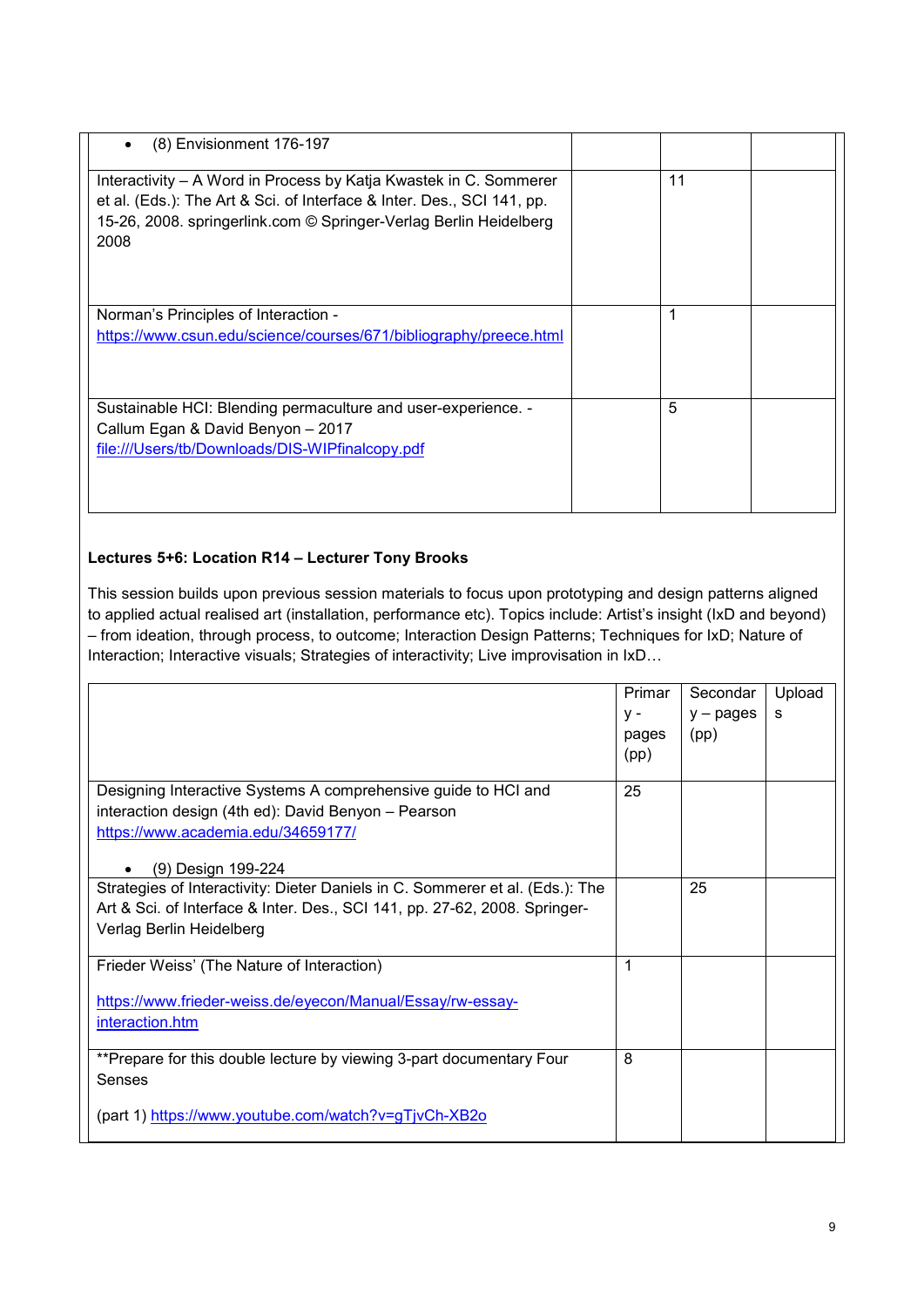| | | | |
|---|---|---|---|
| • (8) Envisionment 176-197 | | | |
| Interactivity – A Word in Process by Katja Kwastek in C. Sommerer et al. (Eds.): The Art & Sci. of Interface & Inter. Des., SCI 141, pp. 15-26, 2008. springerlink.com © Springer-Verlag Berlin Heidelberg 2008 | | 11 | |
| Norman's Principles of Interaction - https://www.csun.edu/science/courses/671/bibliography/preece.html | | 1 | |
| Sustainable HCI: Blending permaculture and user-experience. - Callum Egan & David Benyon – 2017 file:///Users/tb/Downloads/DIS-WIPfinalcopy.pdf | | 5 | |

**Lectures 5+6: Location R14 – Lecturer Tony Brooks**

This session builds upon previous session materials to focus upon prototyping and design patterns aligned to applied actual realised art (installation, performance etc). Topics include: Artist's insight (IxD and beyond) – from ideation, through process, to outcome; Interaction Design Patterns; Techniques for IxD; Nature of Interaction; Interactive visuals; Strategies of interactivity; Live improvisation in IxD…

| | Primary - pages (pp) | Secondary – pages (pp) | Uploads |
|---|---|---|---|
| Designing Interactive Systems A comprehensive guide to HCI and interaction design (4th ed): David Benyon – Pearson https://www.academia.edu/34659177/<br>• (9) Design 199-224 | 25 | | |
| Strategies of Interactivity: Dieter Daniels in C. Sommerer et al. (Eds.): The Art & Sci. of Interface & Inter. Des., SCI 141, pp. 27-62, 2008. Springer-Verlag Berlin Heidelberg | | 25 | |
| Frieder Weiss' (The Nature of Interaction)<br><br>https://www.frieder-weiss.de/eyecon/Manual/Essay/rw-essay-interaction.htm | 1 | | |
| **Prepare for this double lecture by viewing 3-part documentary Four Senses<br><br>(part 1) https://www.youtube.com/watch?v=gTjvCh-XB2o | 8 | | |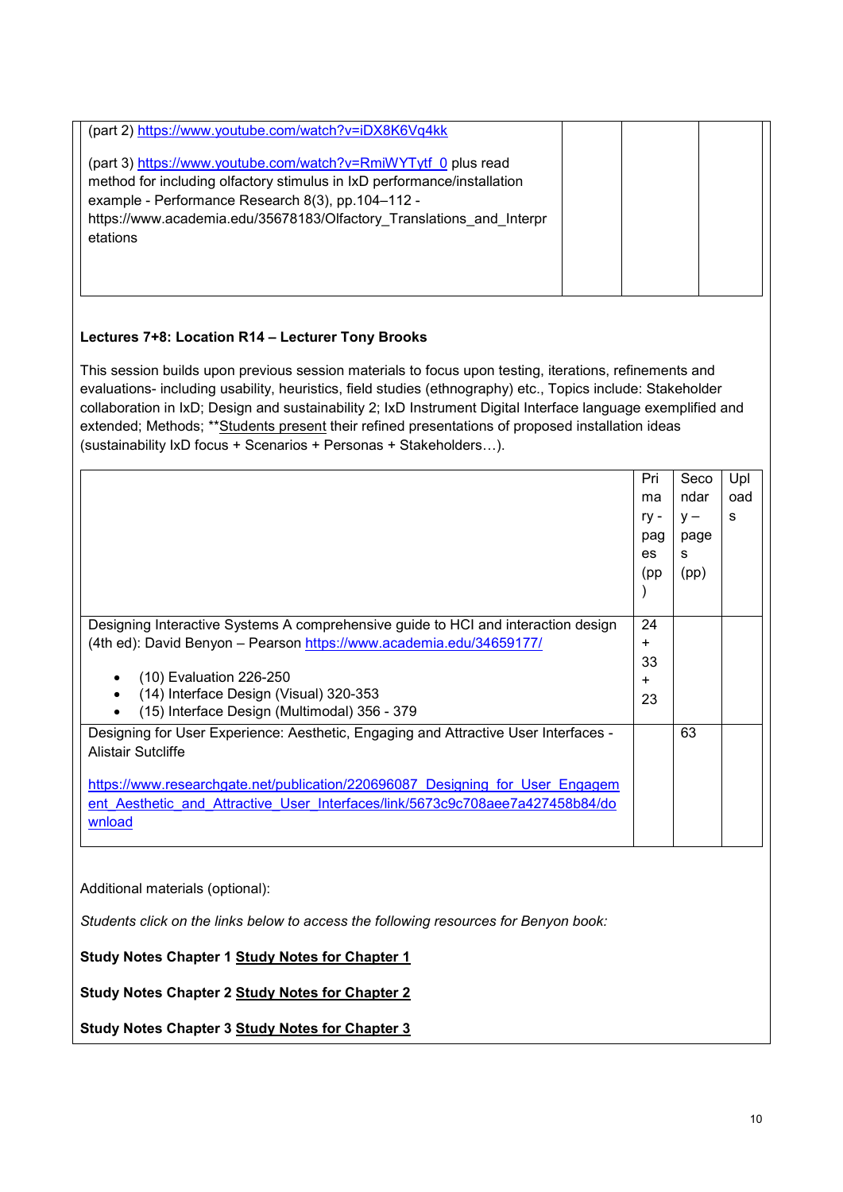| | | | |
|---|---|---|---|
| (part 2) https://www.youtube.com/watch?v=iDX8K6Vq4kk<br><br>(part 3) https://www.youtube.com/watch?v=RmiWYTytf_0 plus read method for including olfactory stimulus in IxD performance/installation example - Performance Research 8(3), pp.104–112 - https://www.academia.edu/35678183/Olfactory_Translations_and_Interpretations | | | |

**Lectures 7+8: Location R14 – Lecturer Tony Brooks**

This session builds upon previous session materials to focus upon testing, iterations, refinements and evaluations- including usability, heuristics, field studies (ethnography) etc., Topics include: Stakeholder collaboration in IxD; Design and sustainability 2; IxD Instrument Digital Interface language exemplified and extended; Methods; **Students present their refined presentations of proposed installation ideas (sustainability IxD focus + Scenarios + Personas + Stakeholders…).

| | Primary - pages (pp) | Secondary – pages (pp) | Uploads |
|---|---|---|---|
| Designing Interactive Systems A comprehensive guide to HCI and interaction design (4th ed): David Benyon – Pearson https://www.academia.edu/34659177/<br><br>• (10) Evaluation 226-250<br>• (14) Interface Design (Visual) 320-353<br>• (15) Interface Design (Multimodal) 356 - 379 | 24 + 33 + 23 | | |
| Designing for User Experience: Aesthetic, Engaging and Attractive User Interfaces - Alistair Sutcliffe<br><br>https://www.researchgate.net/publication/220696087_Designing_for_User_Engagement_Aesthetic_and_Attractive_User_Interfaces/link/5673c9c708aee7a427458b84/download | | 63 | |

Additional materials (optional):

*Students click on the links below to access the following resources for Benyon book:*

**Study Notes Chapter 1 Study Notes for Chapter 1**

**Study Notes Chapter 2 Study Notes for Chapter 2**

**Study Notes Chapter 3 Study Notes for Chapter 3**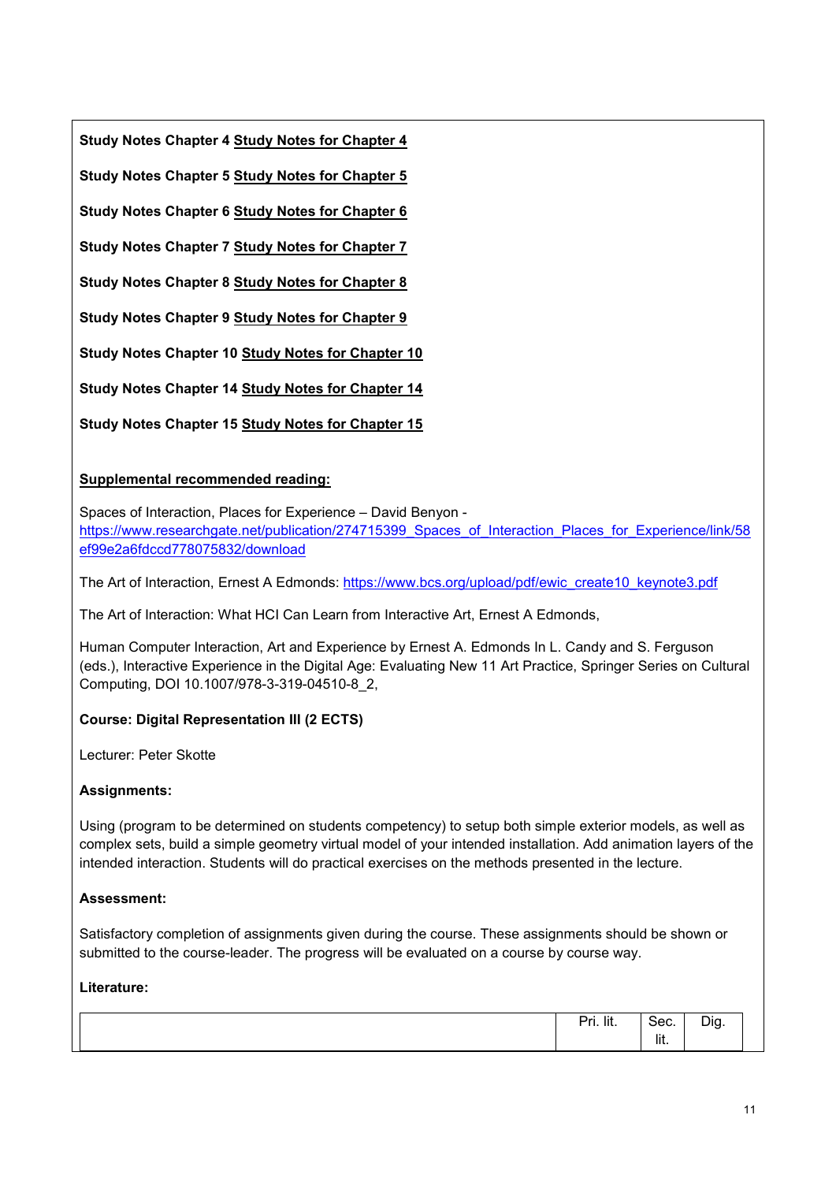**Study Notes Chapter 4** **Study Notes for Chapter 4**

**Study Notes Chapter 5** **Study Notes for Chapter 5**

**Study Notes Chapter 6** **Study Notes for Chapter 6**

**Study Notes Chapter 7** **Study Notes for Chapter 7**

**Study Notes Chapter 8** **Study Notes for Chapter 8**

**Study Notes Chapter 9** **Study Notes for Chapter 9**

**Study Notes Chapter 10** **Study Notes for Chapter 10**

**Study Notes Chapter 14** **Study Notes for Chapter 14**

**Study Notes Chapter 15** **Study Notes for Chapter 15**

**Supplemental recommended reading:**

Spaces of Interaction, Places for Experience – David Benyon - https://www.researchgate.net/publication/274715399_Spaces_of_Interaction_Places_for_Experience/link/58ef99e2a6fdccd778075832/download

The Art of Interaction, Ernest A Edmonds: https://www.bcs.org/upload/pdf/ewic_create10_keynote3.pdf

The Art of Interaction: What HCI Can Learn from Interactive Art, Ernest A Edmonds,

Human Computer Interaction, Art and Experience by Ernest A. Edmonds In L. Candy and S. Ferguson (eds.), Interactive Experience in the Digital Age: Evaluating New 11 Art Practice, Springer Series on Cultural Computing, DOI 10.1007/978-3-319-04510-8_2,

**Course: Digital Representation III (2 ECTS)**

Lecturer: Peter Skotte

**Assignments:**

Using (program to be determined on students competency) to setup both simple exterior models, as well as complex sets, build a simple geometry virtual model of your intended installation. Add animation layers of the intended interaction. Students will do practical exercises on the methods presented in the lecture.

**Assessment:**

Satisfactory completion of assignments given during the course. These assignments should be shown or submitted to the course-leader. The progress will be evaluated on a course by course way.

**Literature:**

| | Pri. lit. | Sec. lit. | Dig. |
|---|---|---|---|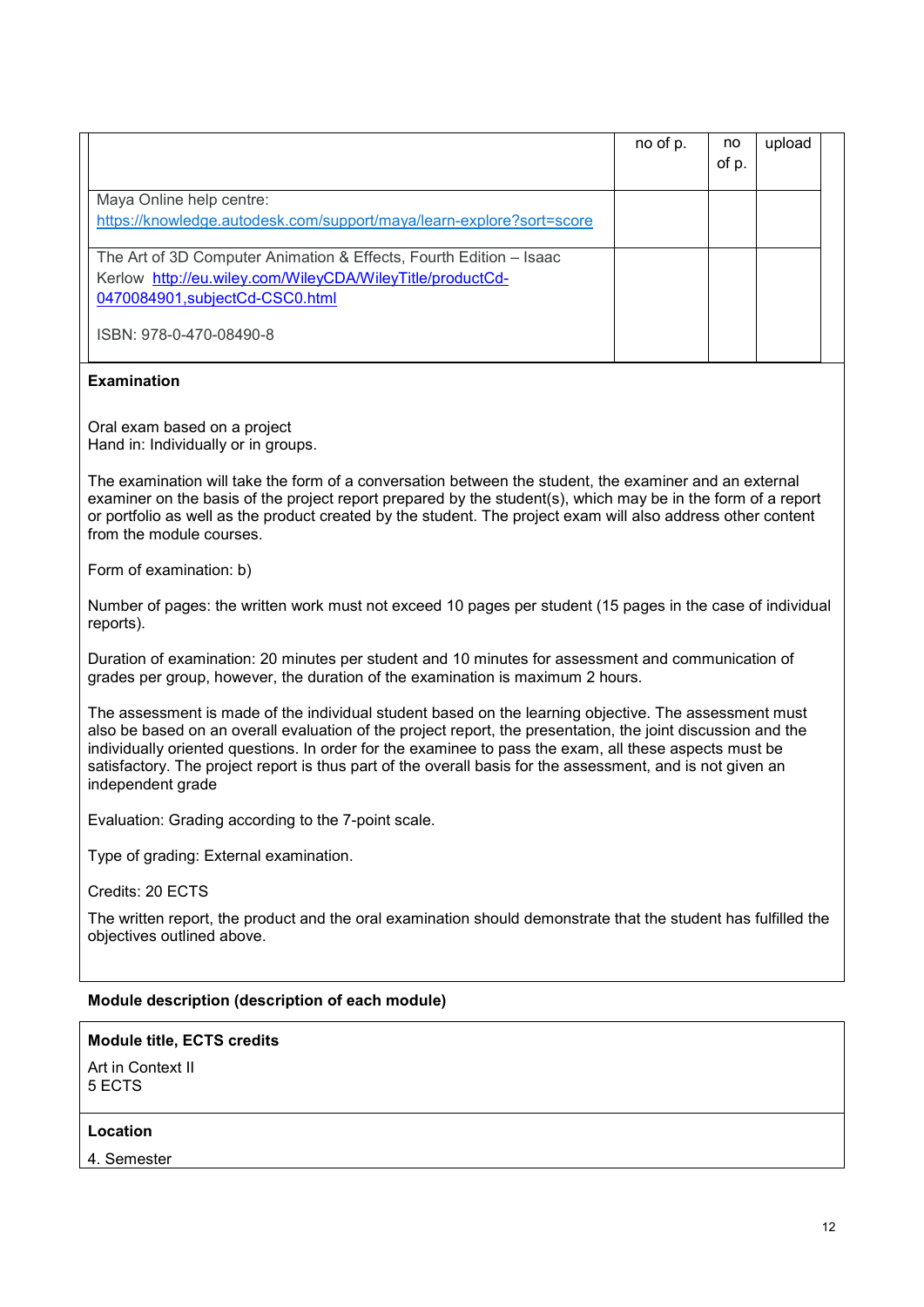| | no of p. | no of p. | upload |
|---|---|---|---|
| Maya Online help centre: https://knowledge.autodesk.com/support/maya/learn-explore?sort=score | | | |
| The Art of 3D Computer Animation & Effects, Fourth Edition – Isaac Kerlow http://eu.wiley.com/WileyCDA/WileyTitle/productCd-0470084901,subjectCd-CSC0.html<br><br>ISBN: 978-0-470-08490-8 | | | |

**Examination**

Oral exam based on a project
Hand in: Individually or in groups.

The examination will take the form of a conversation between the student, the examiner and an external examiner on the basis of the project report prepared by the student(s), which may be in the form of a report or portfolio as well as the product created by the student. The project exam will also address other content from the module courses.

Form of examination: b)

Number of pages: the written work must not exceed 10 pages per student (15 pages in the case of individual reports).

Duration of examination: 20 minutes per student and 10 minutes for assessment and communication of grades per group, however, the duration of the examination is maximum 2 hours.

The assessment is made of the individual student based on the learning objective. The assessment must also be based on an overall evaluation of the project report, the presentation, the joint discussion and the individually oriented questions. In order for the examinee to pass the exam, all these aspects must be satisfactory. The project report is thus part of the overall basis for the assessment, and is not given an independent grade

Evaluation: Grading according to the 7-point scale.

Type of grading: External examination.

Credits: 20 ECTS

The written report, the product and the oral examination should demonstrate that the student has fulfilled the objectives outlined above.

**Module description (description of each module)**

**Module title, ECTS credits**

Art in Context II
5 ECTS

**Location**

4. Semester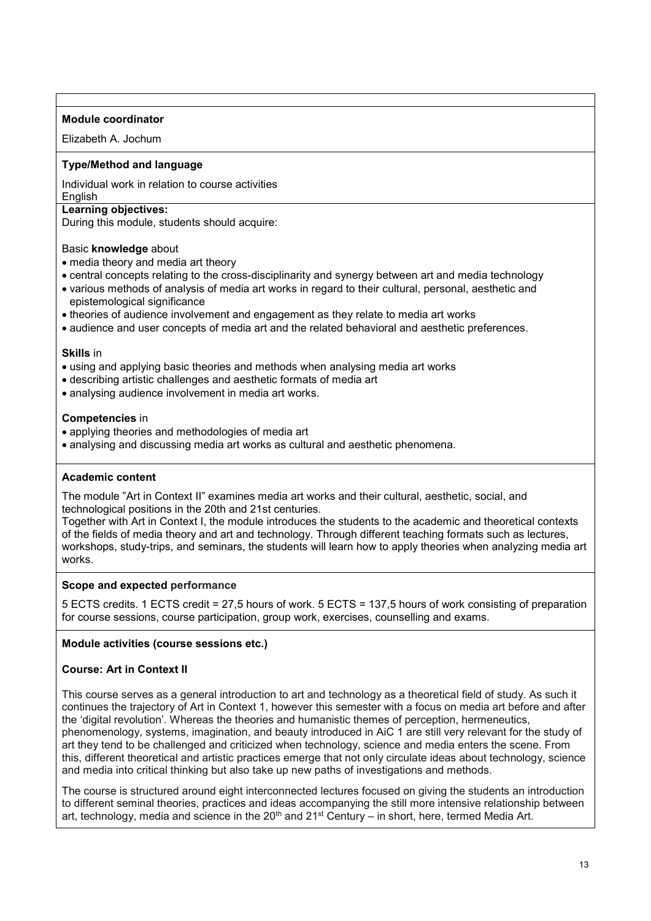**Module coordinator**

Elizabeth A. Jochum

**Type/Method and language**

Individual work in relation to course activities
English

**Learning objectives:**

During this module, students should acquire:

Basic **knowledge** about

- media theory and media art theory
- central concepts relating to the cross-disciplinarity and synergy between art and media technology
- various methods of analysis of media art works in regard to their cultural, personal, aesthetic and epistemological significance
- theories of audience involvement and engagement as they relate to media art works
- audience and user concepts of media art and the related behavioral and aesthetic preferences.

**Skills** in

- using and applying basic theories and methods when analysing media art works
- describing artistic challenges and aesthetic formats of media art
- analysing audience involvement in media art works.

**Competencies** in

- applying theories and methodologies of media art
- analysing and discussing media art works as cultural and aesthetic phenomena.

**Academic content**

The module "Art in Context II" examines media art works and their cultural, aesthetic, social, and technological positions in the 20th and 21st centuries.
Together with Art in Context I, the module introduces the students to the academic and theoretical contexts of the fields of media theory and art and technology. Through different teaching formats such as lectures, workshops, study-trips, and seminars, the students will learn how to apply theories when analyzing media art works.

**Scope and expected performance**

5 ECTS credits. 1 ECTS credit = 27,5 hours of work. 5 ECTS = 137,5 hours of work consisting of preparation for course sessions, course participation, group work, exercises, counselling and exams.

**Module activities (course sessions etc.)**

**Course: Art in Context II**

This course serves as a general introduction to art and technology as a theoretical field of study. As such it continues the trajectory of Art in Context 1, however this semester with a focus on media art before and after the 'digital revolution'. Whereas the theories and humanistic themes of perception, hermeneutics, phenomenology, systems, imagination, and beauty introduced in AiC 1 are still very relevant for the study of art they tend to be challenged and criticized when technology, science and media enters the scene. From this, different theoretical and artistic practices emerge that not only circulate ideas about technology, science and media into critical thinking but also take up new paths of investigations and methods.

The course is structured around eight interconnected lectures focused on giving the students an introduction to different seminal theories, practices and ideas accompanying the still more intensive relationship between art, technology, media and science in the 20th and 21st Century – in short, here, termed Media Art.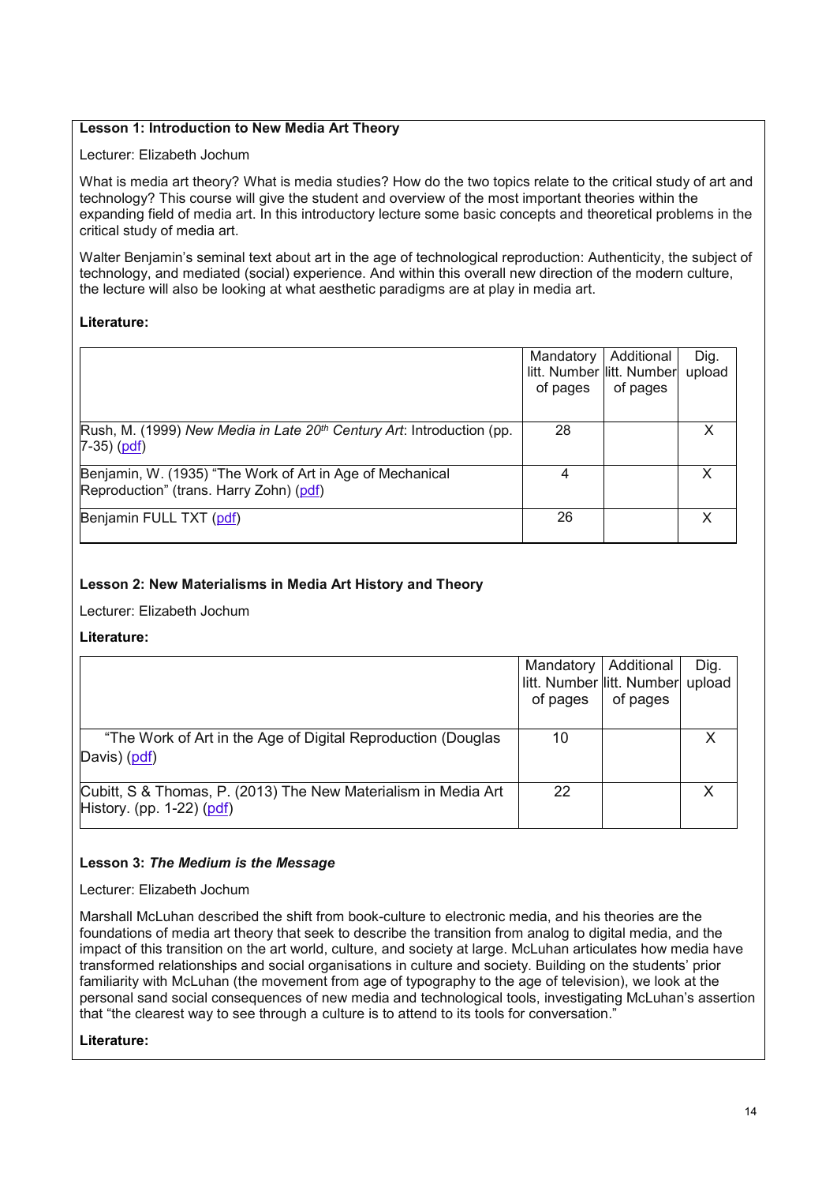**Lesson 1: Introduction to New Media Art Theory**

Lecturer: Elizabeth Jochum

What is media art theory? What is media studies? How do the two topics relate to the critical study of art and technology? This course will give the student and overview of the most important theories within the expanding field of media art. In this introductory lecture some basic concepts and theoretical problems in the critical study of media art.

Walter Benjamin's seminal text about art in the age of technological reproduction: Authenticity, the subject of technology, and mediated (social) experience. And within this overall new direction of the modern culture, the lecture will also be looking at what aesthetic paradigms are at play in media art.

**Literature:**

| | Mandatory litt. Number of pages | Additional litt. Number of pages | Dig. upload |
|---|---|---|---|
| Rush, M. (1999) *New Media in Late 20th Century Art*: Introduction (pp. 7-35) (pdf) | 28 | | X |
| Benjamin, W. (1935) "The Work of Art in Age of Mechanical Reproduction" (trans. Harry Zohn) (pdf) | 4 | | X |
| Benjamin FULL TXT (pdf) | 26 | | X |

**Lesson 2: New Materialisms in Media Art History and Theory**

Lecturer: Elizabeth Jochum

**Literature:**

| | Mandatory litt. Number of pages | Additional litt. Number of pages | Dig. upload |
|---|---|---|---|
| "The Work of Art in the Age of Digital Reproduction (Douglas Davis) (pdf) | 10 | | X |
| Cubitt, S & Thomas, P. (2013) The New Materialism in Media Art History. (pp. 1-22) (pdf) | 22 | | X |

**Lesson 3: *The Medium is the Message***

Lecturer: Elizabeth Jochum

Marshall McLuhan described the shift from book-culture to electronic media, and his theories are the foundations of media art theory that seek to describe the transition from analog to digital media, and the impact of this transition on the art world, culture, and society at large. McLuhan articulates how media have transformed relationships and social organisations in culture and society. Building on the students' prior familiarity with McLuhan (the movement from age of typography to the age of television), we look at the personal sand social consequences of new media and technological tools, investigating McLuhan's assertion that "the clearest way to see through a culture is to attend to its tools for conversation."

**Literature:**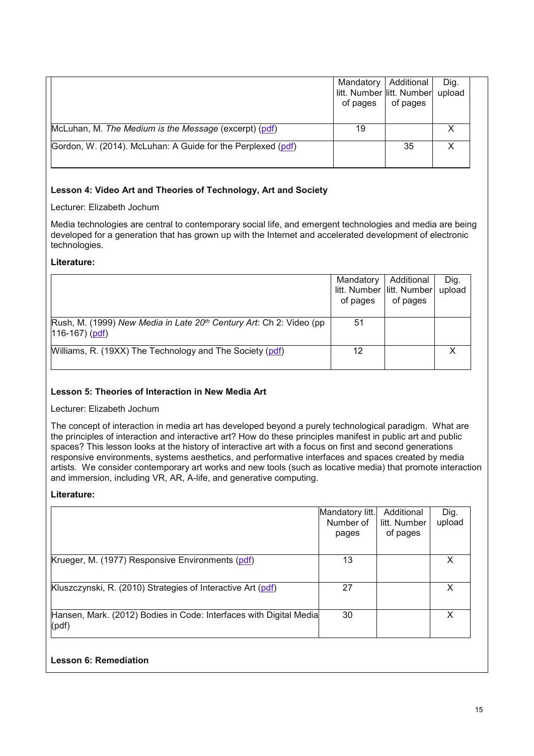| | Mandatory litt. Number of pages | Additional litt. Number of pages | Dig. upload |
|---|---|---|---|
| McLuhan, M. *The Medium is the Message* (excerpt) (pdf) | 19 | | X |
| Gordon, W. (2014). McLuhan: A Guide for the Perplexed (pdf) | | 35 | X |

**Lesson 4: Video Art and Theories of Technology, Art and Society**

Lecturer: Elizabeth Jochum

Media technologies are central to contemporary social life, and emergent technologies and media are being developed for a generation that has grown up with the Internet and accelerated development of electronic technologies.

**Literature:**

| | Mandatory litt. Number of pages | Additional litt. Number of pages | Dig. upload |
|---|---|---|---|
| Rush, M. (1999) *New Media in Late 20th Century Art*: Ch 2: Video (pp 116-167) (pdf) | 51 | | |
| Williams, R. (19XX) The Technology and The Society (pdf) | 12 | | X |

**Lesson 5: Theories of Interaction in New Media Art**

Lecturer: Elizabeth Jochum

The concept of interaction in media art has developed beyond a purely technological paradigm. What are the principles of interaction and interactive art? How do these principles manifest in public art and public spaces? This lesson looks at the history of interactive art with a focus on first and second generations responsive environments, systems aesthetics, and performative interfaces and spaces created by media artists. We consider contemporary art works and new tools (such as locative media) that promote interaction and immersion, including VR, AR, A-life, and generative computing.

**Literature:**

| | Mandatory litt. Number of pages | Additional litt. Number of pages | Dig. upload |
|---|---|---|---|
| Krueger, M. (1977) Responsive Environments (pdf) | 13 | | X |
| Kluszczynski, R. (2010) Strategies of Interactive Art (pdf) | 27 | | X |
| Hansen, Mark. (2012) Bodies in Code: Interfaces with Digital Media (pdf) | 30 | | X |

**Lesson 6: Remediation**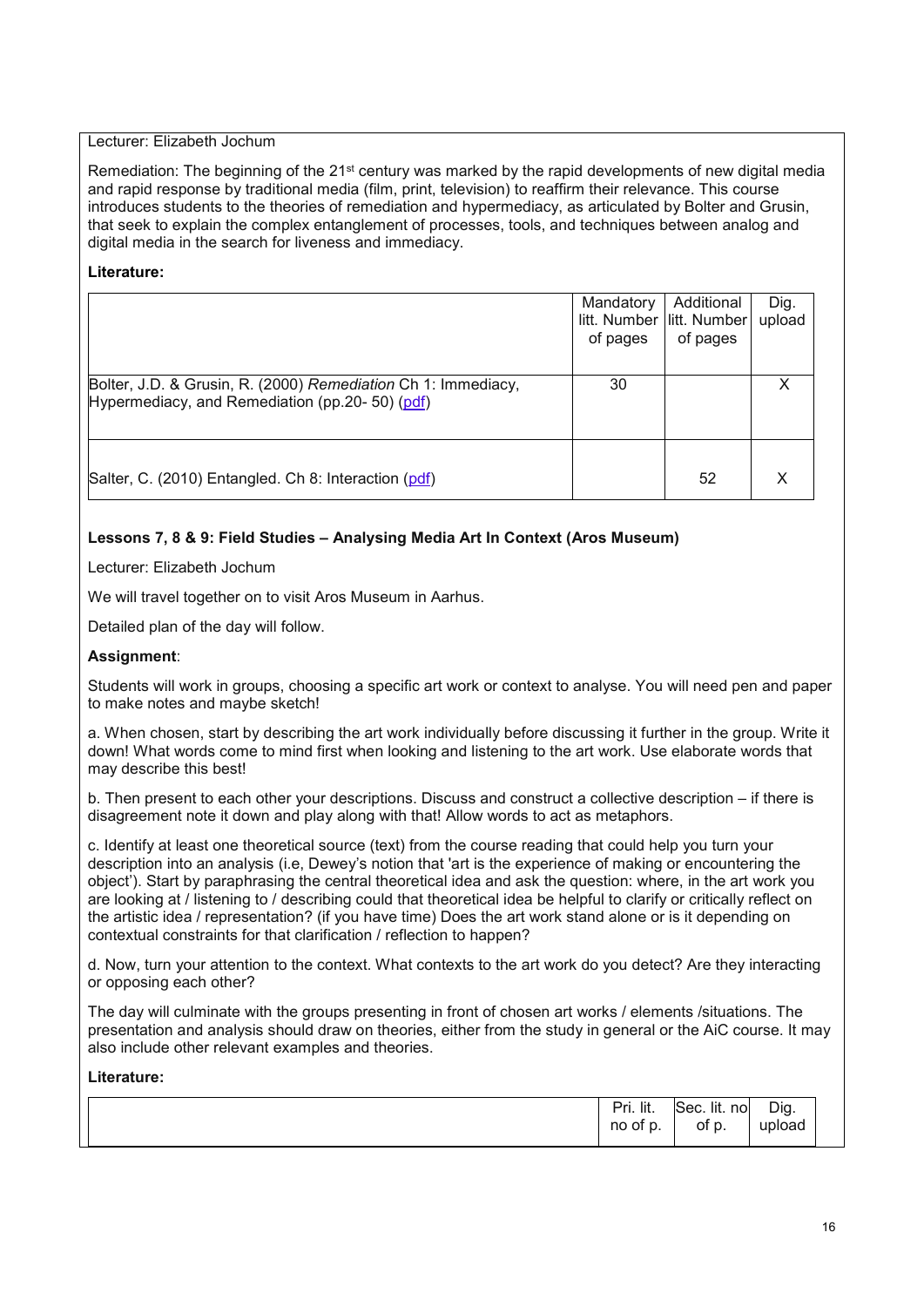Lecturer: Elizabeth Jochum

Remediation: The beginning of the 21st century was marked by the rapid developments of new digital media and rapid response by traditional media (film, print, television) to reaffirm their relevance. This course introduces students to the theories of remediation and hypermediacy, as articulated by Bolter and Grusin, that seek to explain the complex entanglement of processes, tools, and techniques between analog and digital media in the search for liveness and immediacy.

**Literature:**

| | Mandatory litt. Number of pages | Additional litt. Number of pages | Dig. upload |
|---|---|---|---|
| Bolter, J.D. & Grusin, R. (2000) *Remediation* Ch 1: Immediacy, Hypermediacy, and Remediation (pp.20- 50) (pdf) | 30 | | X |
| Salter, C. (2010) Entangled. Ch 8: Interaction (pdf) | | 52 | X |

**Lessons 7, 8 & 9: Field Studies – Analysing Media Art In Context (Aros Museum)**

Lecturer: Elizabeth Jochum

We will travel together on to visit Aros Museum in Aarhus.

Detailed plan of the day will follow.

**Assignment**:

Students will work in groups, choosing a specific art work or context to analyse. You will need pen and paper to make notes and maybe sketch!

a. When chosen, start by describing the art work individually before discussing it further in the group. Write it down! What words come to mind first when looking and listening to the art work. Use elaborate words that may describe this best!

b. Then present to each other your descriptions. Discuss and construct a collective description – if there is disagreement note it down and play along with that! Allow words to act as metaphors.

c. Identify at least one theoretical source (text) from the course reading that could help you turn your description into an analysis (i.e, Dewey's notion that 'art is the experience of making or encountering the object'). Start by paraphrasing the central theoretical idea and ask the question: where, in the art work you are looking at / listening to / describing could that theoretical idea be helpful to clarify or critically reflect on the artistic idea / representation? (if you have time) Does the art work stand alone or is it depending on contextual constraints for that clarification / reflection to happen?

d. Now, turn your attention to the context. What contexts to the art work do you detect? Are they interacting or opposing each other?

The day will culminate with the groups presenting in front of chosen art works / elements /situations. The presentation and analysis should draw on theories, either from the study in general or the AiC course. It may also include other relevant examples and theories.

**Literature:**

| | Pri. lit. no of p. | Sec. lit. no of p. | Dig. upload |
|---|---|---|---|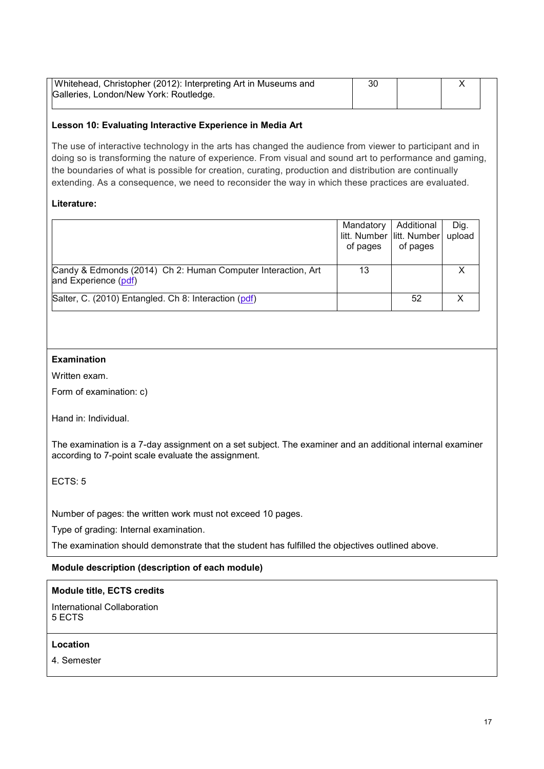| | | | |
|---|---|---|---|
| Whitehead, Christopher (2012): Interpreting Art in Museums and Galleries, London/New York: Routledge. | 30 | | X |

**Lesson 10: Evaluating Interactive Experience in Media Art**

The use of interactive technology in the arts has changed the audience from viewer to participant and in doing so is transforming the nature of experience. From visual and sound art to performance and gaming, the boundaries of what is possible for creation, curating, production and distribution are continually extending. As a consequence, we need to reconsider the way in which these practices are evaluated.

**Literature:**

| | Mandatory litt. Number of pages | Additional litt. Number of pages | Dig. upload |
|---|---|---|---|
| Candy & Edmonds (2014) Ch 2: Human Computer Interaction, Art and Experience (pdf) | 13 | | X |
| Salter, C. (2010) Entangled. Ch 8: Interaction (pdf) | | 52 | X |

**Examination**

Written exam.

Form of examination: c)

Hand in: Individual.

The examination is a 7-day assignment on a set subject. The examiner and an additional internal examiner according to 7-point scale evaluate the assignment.

ECTS: 5

Number of pages: the written work must not exceed 10 pages.

Type of grading: Internal examination.

The examination should demonstrate that the student has fulfilled the objectives outlined above.

**Module description (description of each module)**

**Module title, ECTS credits**

International Collaboration
5 ECTS

**Location**

4. Semester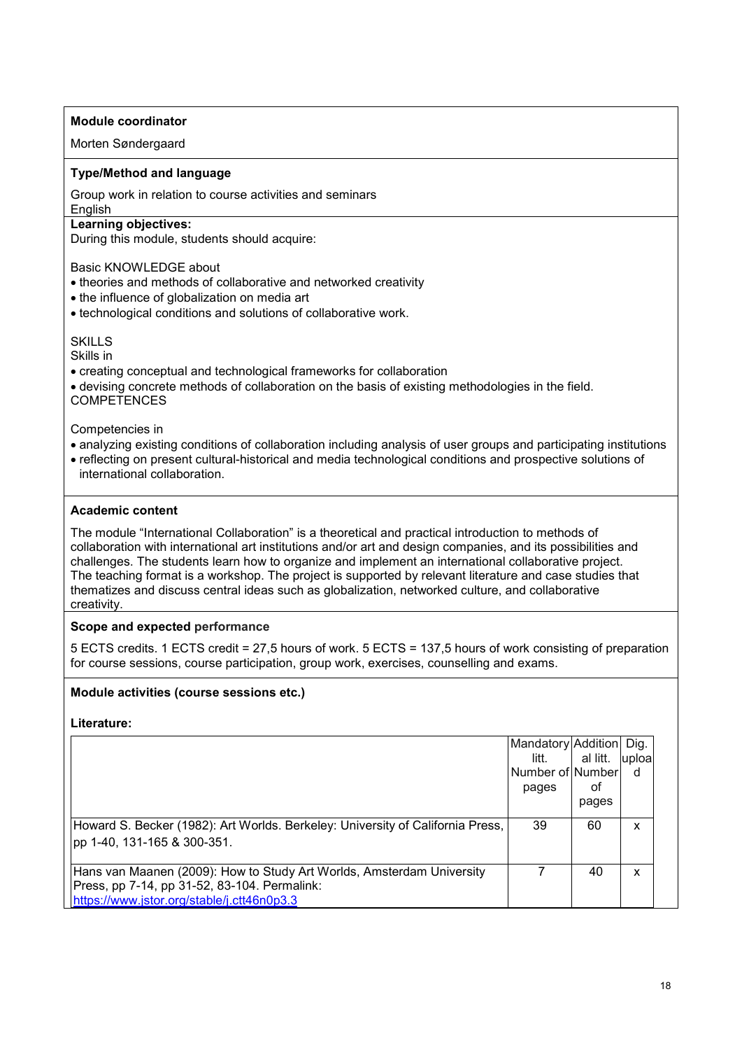**Module coordinator**

Morten Søndergaard

**Type/Method and language**

Group work in relation to course activities and seminars
English

**Learning objectives:**
During this module, students should acquire:

Basic KNOWLEDGE about

- theories and methods of collaborative and networked creativity
- the influence of globalization on media art
- technological conditions and solutions of collaborative work.

SKILLS
Skills in

- creating conceptual and technological frameworks for collaboration
- devising concrete methods of collaboration on the basis of existing methodologies in the field.

COMPETENCES

Competencies in

- analyzing existing conditions of collaboration including analysis of user groups and participating institutions
- reflecting on present cultural-historical and media technological conditions and prospective solutions of international collaboration.

**Academic content**

The module "International Collaboration" is a theoretical and practical introduction to methods of collaboration with international art institutions and/or art and design companies, and its possibilities and challenges. The students learn how to organize and implement an international collaborative project. The teaching format is a workshop. The project is supported by relevant literature and case studies that thematizes and discuss central ideas such as globalization, networked culture, and collaborative creativity.

**Scope and expected performance**

5 ECTS credits. 1 ECTS credit = 27,5 hours of work. 5 ECTS = 137,5 hours of work consisting of preparation for course sessions, course participation, group work, exercises, counselling and exams.

**Module activities (course sessions etc.)**

**Literature:**

| | Mandatory litt. Number of pages | Additional litt. Number of pages | Dig. upload |
|---|---|---|---|
| Howard S. Becker (1982): Art Worlds. Berkeley: University of California Press, pp 1-40, 131-165 & 300-351. | 39 | 60 | x |
| Hans van Maanen (2009): How to Study Art Worlds, Amsterdam University Press, pp 7-14, pp 31-52, 83-104. Permalink: https://www.jstor.org/stable/j.ctt46n0p3.3 | 7 | 40 | x |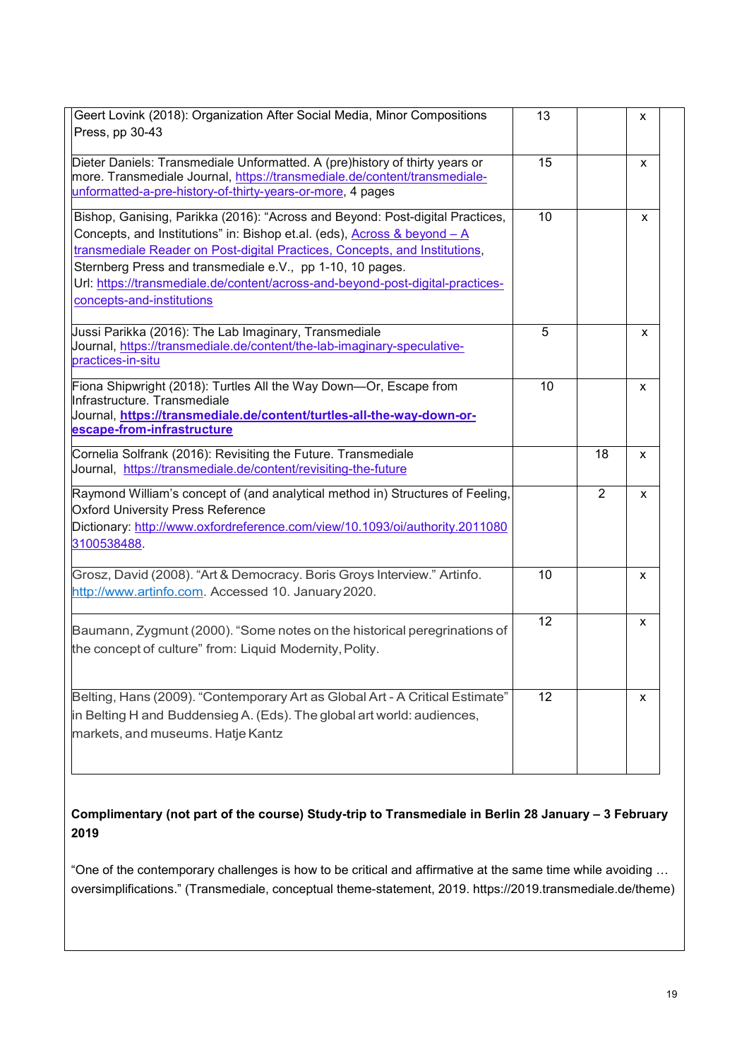| | | | |
|---|---|---|---|
| Geert Lovink (2018): Organization After Social Media, Minor Compositions Press, pp 30-43 | 13 | | x |
| Dieter Daniels: Transmediale Unformatted. A (pre)history of thirty years or more. Transmediale Journal, https://transmediale.de/content/transmediale-unformatted-a-pre-history-of-thirty-years-or-more, 4 pages | 15 | | x |
| Bishop, Ganising, Parikka (2016): "Across and Beyond: Post-digital Practices, Concepts, and Institutions" in: Bishop et.al. (eds), Across & beyond – A transmediale Reader on Post-digital Practices, Concepts, and Institutions, Sternberg Press and transmediale e.V., pp 1-10, 10 pages. Url: https://transmediale.de/content/across-and-beyond-post-digital-practices-concepts-and-institutions | 10 | | x |
| Jussi Parikka (2016): The Lab Imaginary, Transmediale Journal, https://transmediale.de/content/the-lab-imaginary-speculative-practices-in-situ | 5 | | x |
| Fiona Shipwright (2018): Turtles All the Way Down—Or, Escape from Infrastructure. Transmediale Journal, **https://transmediale.de/content/turtles-all-the-way-down-or-escape-from-infrastructure** | 10 | | x |
| Cornelia Solfrank (2016): Revisiting the Future. Transmediale Journal, https://transmediale.de/content/revisiting-the-future | | 18 | x |
| Raymond William's concept of (and analytical method in) Structures of Feeling, Oxford University Press Reference Dictionary: http://www.oxfordreference.com/view/10.1093/oi/authority.20110803100538488. | | 2 | x |
| Grosz, David (2008). "Art & Democracy. Boris Groys Interview." Artinfo. http://www.artinfo.com. Accessed 10. January 2020. | 10 | | x |
| Baumann, Zygmunt (2000). "Some notes on the historical peregrinations of the concept of culture" from: Liquid Modernity, Polity. | 12 | | x |
| Belting, Hans (2009). "Contemporary Art as Global Art - A Critical Estimate" in Belting H and Buddensieg A. (Eds). The global art world: audiences, markets, and museums. Hatje Kantz | 12 | | x |

**Complimentary (not part of the course) Study-trip to Transmediale in Berlin 28 January – 3 February 2019**

"One of the contemporary challenges is how to be critical and affirmative at the same time while avoiding … oversimplifications." (Transmediale, conceptual theme-statement, 2019. https://2019.transmediale.de/theme)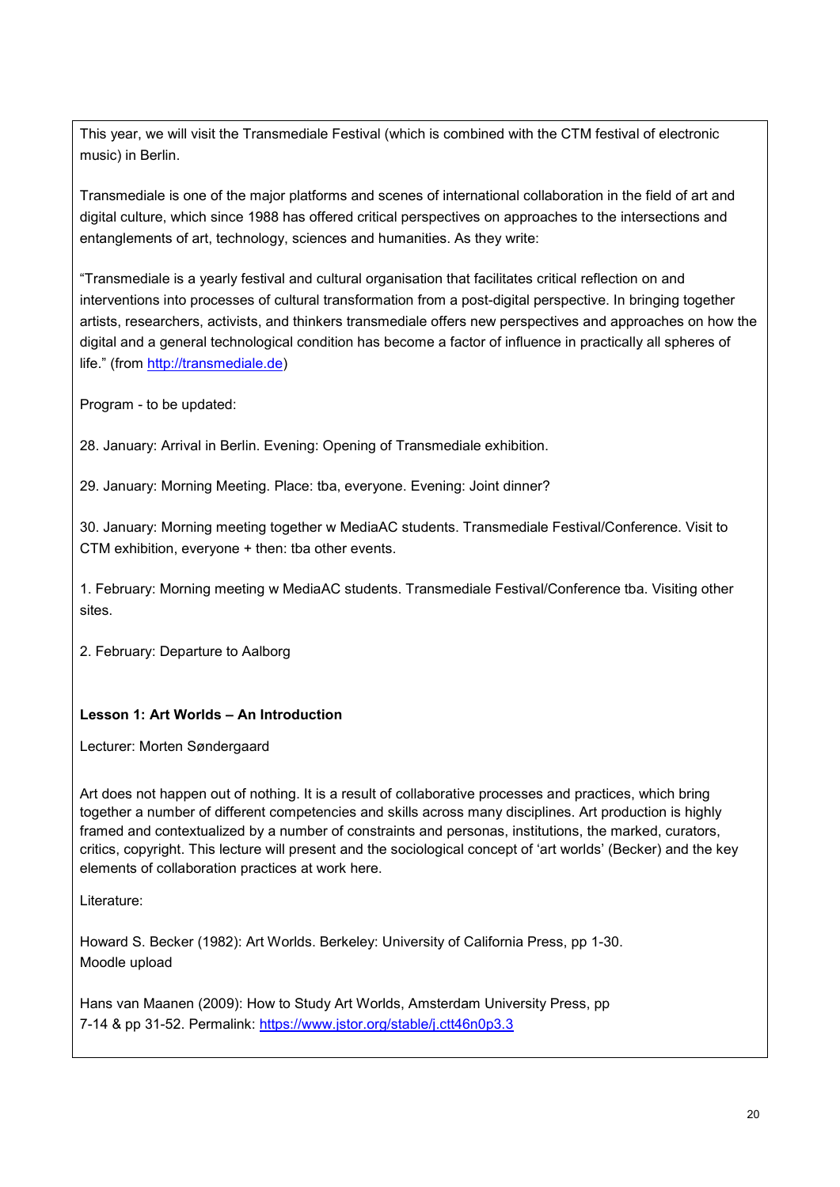This year, we will visit the Transmediale Festival (which is combined with the CTM festival of electronic music) in Berlin.

Transmediale is one of the major platforms and scenes of international collaboration in the field of art and digital culture, which since 1988 has offered critical perspectives on approaches to the intersections and entanglements of art, technology, sciences and humanities. As they write:

"Transmediale is a yearly festival and cultural organisation that facilitates critical reflection on and interventions into processes of cultural transformation from a post-digital perspective. In bringing together artists, researchers, activists, and thinkers transmediale offers new perspectives and approaches on how the digital and a general technological condition has become a factor of influence in practically all spheres of life." (from http://transmediale.de)

Program - to be updated:

28. January: Arrival in Berlin. Evening: Opening of Transmediale exhibition.

29. January: Morning Meeting. Place: tba, everyone. Evening: Joint dinner?

30. January: Morning meeting together w MediaAC students. Transmediale Festival/Conference. Visit to CTM exhibition, everyone + then: tba other events.

1. February: Morning meeting w MediaAC students. Transmediale Festival/Conference tba. Visiting other sites.

2. February: Departure to Aalborg

**Lesson 1: Art Worlds – An Introduction**

Lecturer: Morten Søndergaard

Art does not happen out of nothing. It is a result of collaborative processes and practices, which bring together a number of different competencies and skills across many disciplines. Art production is highly framed and contextualized by a number of constraints and personas, institutions, the marked, curators, critics, copyright. This lecture will present and the sociological concept of 'art worlds' (Becker) and the key elements of collaboration practices at work here.

Literature:

Howard S. Becker (1982): Art Worlds. Berkeley: University of California Press, pp 1-30.
Moodle upload

Hans van Maanen (2009): How to Study Art Worlds, Amsterdam University Press, pp 7-14 & pp 31-52. Permalink: https://www.jstor.org/stable/j.ctt46n0p3.3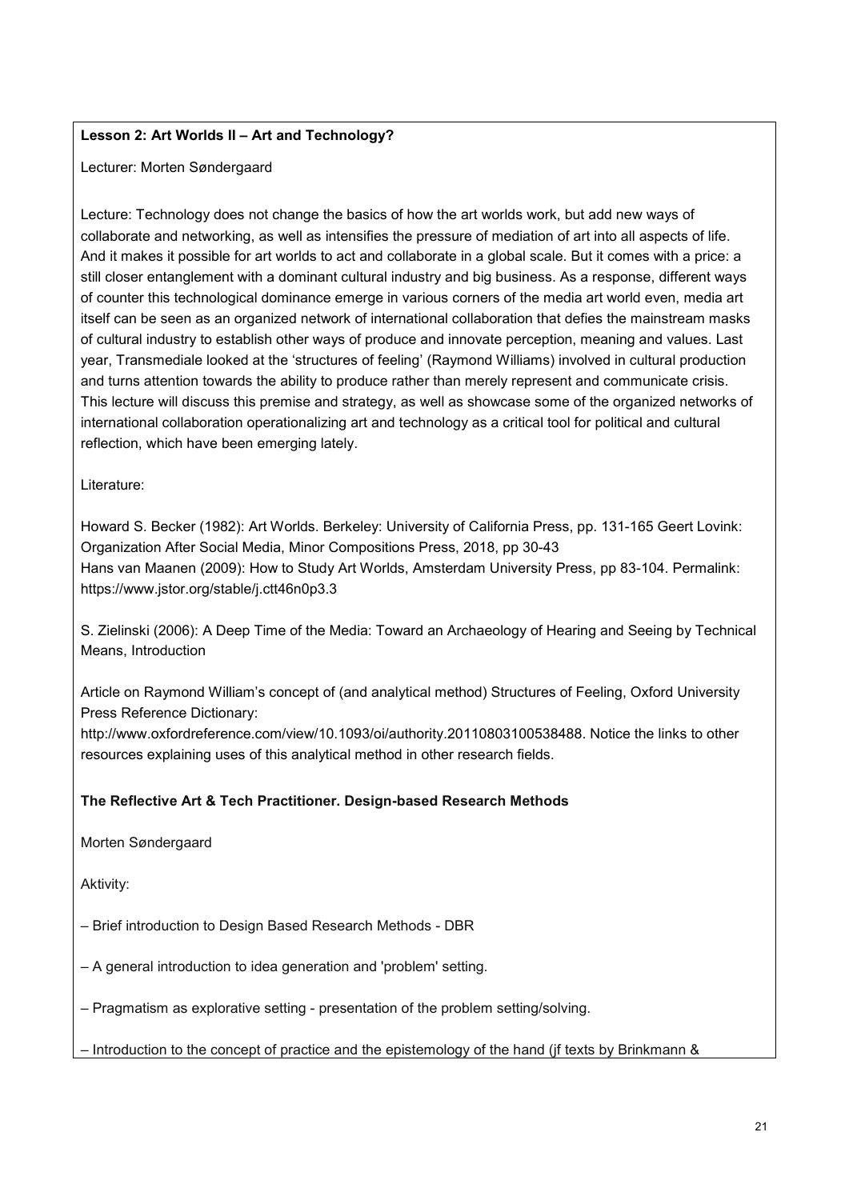**Lesson 2: Art Worlds II – Art and Technology?**

Lecturer: Morten Søndergaard

Lecture: Technology does not change the basics of how the art worlds work, but add new ways of collaborate and networking, as well as intensifies the pressure of mediation of art into all aspects of life. And it makes it possible for art worlds to act and collaborate in a global scale. But it comes with a price: a still closer entanglement with a dominant cultural industry and big business. As a response, different ways of counter this technological dominance emerge in various corners of the media art world even, media art itself can be seen as an organized network of international collaboration that defies the mainstream masks of cultural industry to establish other ways of produce and innovate perception, meaning and values. Last year, Transmediale looked at the 'structures of feeling' (Raymond Williams) involved in cultural production and turns attention towards the ability to produce rather than merely represent and communicate crisis. This lecture will discuss this premise and strategy, as well as showcase some of the organized networks of international collaboration operationalizing art and technology as a critical tool for political and cultural reflection, which have been emerging lately.

Literature:

Howard S. Becker (1982): Art Worlds. Berkeley: University of California Press, pp. 131-165 Geert Lovink: Organization After Social Media, Minor Compositions Press, 2018, pp 30-43
Hans van Maanen (2009): How to Study Art Worlds, Amsterdam University Press, pp 83-104. Permalink: https://www.jstor.org/stable/j.ctt46n0p3.3

S. Zielinski (2006): A Deep Time of the Media: Toward an Archaeology of Hearing and Seeing by Technical Means, Introduction

Article on Raymond William's concept of (and analytical method) Structures of Feeling, Oxford University Press Reference Dictionary:
http://www.oxfordreference.com/view/10.1093/oi/authority.20110803100538488. Notice the links to other resources explaining uses of this analytical method in other research fields.

**The Reflective Art & Tech Practitioner. Design-based Research Methods**

Morten Søndergaard

Aktivity:

– Brief introduction to Design Based Research Methods - DBR

– A general introduction to idea generation and 'problem' setting.

– Pragmatism as explorative setting - presentation of the problem setting/solving.

– Introduction to the concept of practice and the epistemology of the hand (jf texts by Brinkmann &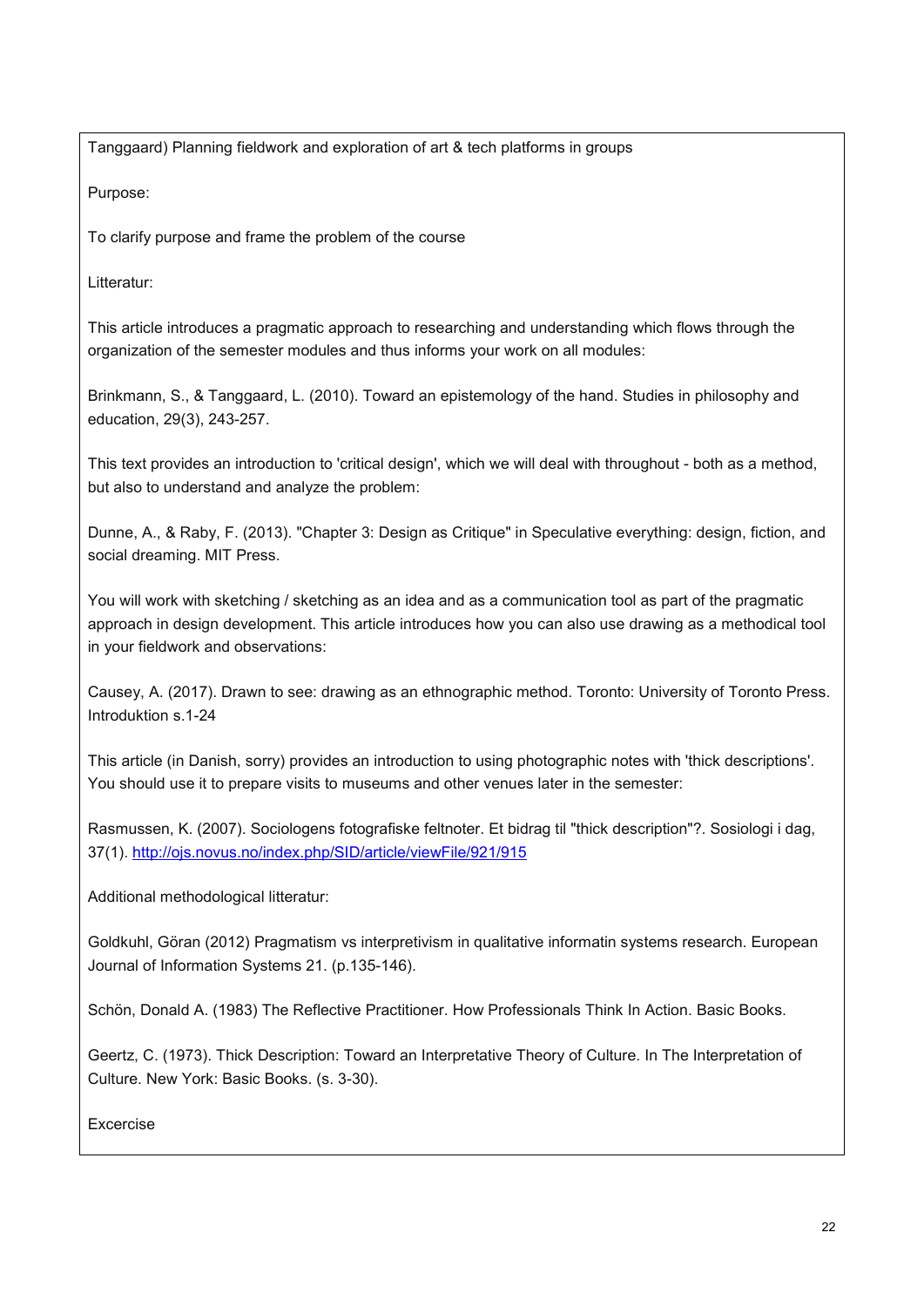Tanggaard) Planning fieldwork and exploration of art & tech platforms in groups

Purpose:

To clarify purpose and frame the problem of the course

Litteratur:

This article introduces a pragmatic approach to researching and understanding which flows through the organization of the semester modules and thus informs your work on all modules:

Brinkmann, S., & Tanggaard, L. (2010). Toward an epistemology of the hand. Studies in philosophy and education, 29(3), 243-257.

This text provides an introduction to 'critical design', which we will deal with throughout - both as a method, but also to understand and analyze the problem:

Dunne, A., & Raby, F. (2013). "Chapter 3: Design as Critique" in Speculative everything: design, fiction, and social dreaming. MIT Press.

You will work with sketching / sketching as an idea and as a communication tool as part of the pragmatic approach in design development. This article introduces how you can also use drawing as a methodical tool in your fieldwork and observations:

Causey, A. (2017). Drawn to see: drawing as an ethnographic method. Toronto: University of Toronto Press. Introduktion s.1-24

This article (in Danish, sorry) provides an introduction to using photographic notes with 'thick descriptions'. You should use it to prepare visits to museums and other venues later in the semester:

Rasmussen, K. (2007). Sociologens fotografiske feltnoter. Et bidrag til "thick description"?. Sosiologi i dag, 37(1). [http://ojs.novus.no/index.php/SID/article/viewFile/921/915](http://ojs.novus.no/index.php/SID/article/viewFile/921/915)

Additional methodological litteratur:

Goldkuhl, Göran (2012) Pragmatism vs interpretivism in qualitative informatin systems research. European Journal of Information Systems 21. (p.135-146).

Schön, Donald A. (1983) The Reflective Practitioner. How Professionals Think In Action. Basic Books.

Geertz, C. (1973). Thick Description: Toward an Interpretative Theory of Culture. In The Interpretation of Culture. New York: Basic Books. (s. 3-30).

Excercise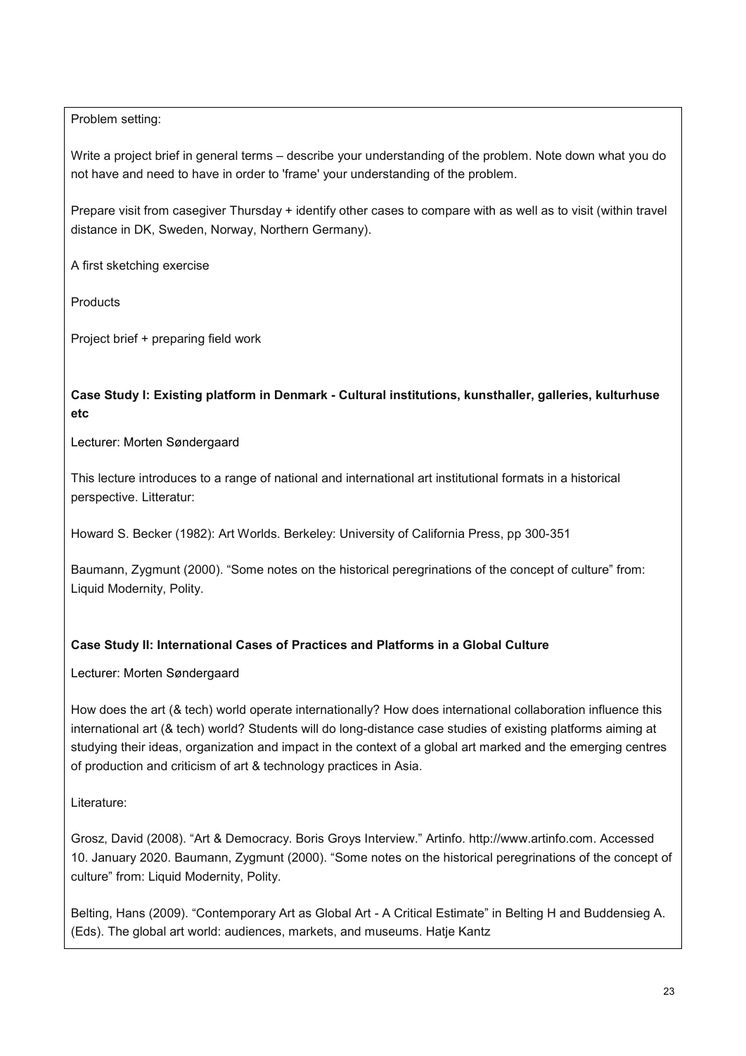Problem setting:

Write a project brief in general terms – describe your understanding of the problem. Note down what you do not have and need to have in order to 'frame' your understanding of the problem.

Prepare visit from casegiver Thursday + identify other cases to compare with as well as to visit (within travel distance in DK, Sweden, Norway, Northern Germany).

A first sketching exercise

Products

Project brief + preparing field work

**Case Study I: Existing platform in Denmark - Cultural institutions, kunsthaller, galleries, kulturhuse etc**

Lecturer: Morten Søndergaard

This lecture introduces to a range of national and international art institutional formats in a historical perspective. Litteratur:

Howard S. Becker (1982): Art Worlds. Berkeley: University of California Press, pp 300-351

Baumann, Zygmunt (2000). "Some notes on the historical peregrinations of the concept of culture" from: Liquid Modernity, Polity.

**Case Study II: International Cases of Practices and Platforms in a Global Culture**

Lecturer: Morten Søndergaard

How does the art (& tech) world operate internationally? How does international collaboration influence this international art (& tech) world? Students will do long-distance case studies of existing platforms aiming at studying their ideas, organization and impact in the context of a global art marked and the emerging centres of production and criticism of art & technology practices in Asia.

Literature:

Grosz, David (2008). "Art & Democracy. Boris Groys Interview." Artinfo. http://www.artinfo.com. Accessed 10. January 2020. Baumann, Zygmunt (2000). "Some notes on the historical peregrinations of the concept of culture" from: Liquid Modernity, Polity.

Belting, Hans (2009). "Contemporary Art as Global Art - A Critical Estimate" in Belting H and Buddensieg A. (Eds). The global art world: audiences, markets, and museums. Hatje Kantz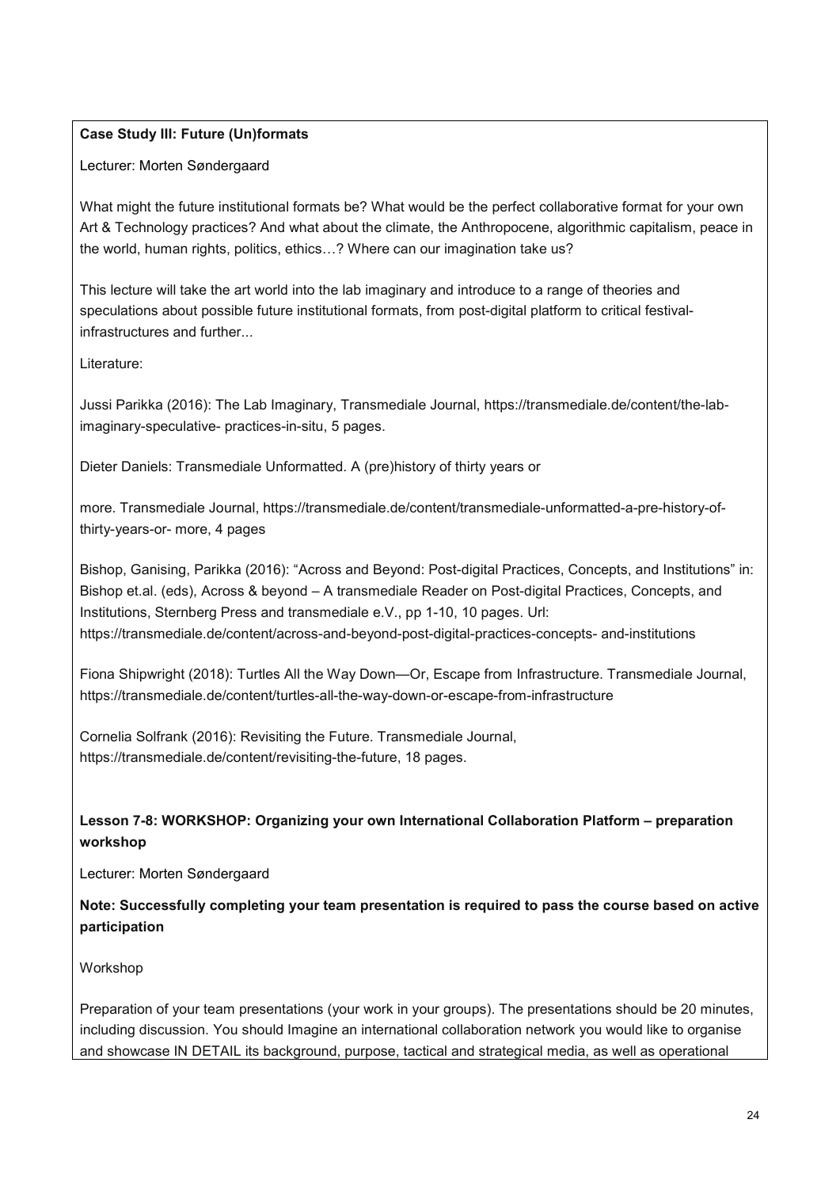**Case Study III: Future (Un)formats**

Lecturer: Morten Søndergaard

What might the future institutional formats be? What would be the perfect collaborative format for your own Art & Technology practices? And what about the climate, the Anthropocene, algorithmic capitalism, peace in the world, human rights, politics, ethics…? Where can our imagination take us?

This lecture will take the art world into the lab imaginary and introduce to a range of theories and speculations about possible future institutional formats, from post-digital platform to critical festival-infrastructures and further...

Literature:

Jussi Parikka (2016): The Lab Imaginary, Transmediale Journal, https://transmediale.de/content/the-lab-imaginary-speculative- practices-in-situ, 5 pages.

Dieter Daniels: Transmediale Unformatted. A (pre)history of thirty years or

more. Transmediale Journal, https://transmediale.de/content/transmediale-unformatted-a-pre-history-of-thirty-years-or- more, 4 pages

Bishop, Ganising, Parikka (2016): "Across and Beyond: Post-digital Practices, Concepts, and Institutions" in: Bishop et.al. (eds), Across & beyond – A transmediale Reader on Post-digital Practices, Concepts, and Institutions, Sternberg Press and transmediale e.V., pp 1-10, 10 pages. Url: https://transmediale.de/content/across-and-beyond-post-digital-practices-concepts- and-institutions

Fiona Shipwright (2018): Turtles All the Way Down—Or, Escape from Infrastructure. Transmediale Journal, https://transmediale.de/content/turtles-all-the-way-down-or-escape-from-infrastructure

Cornelia Solfrank (2016): Revisiting the Future. Transmediale Journal, https://transmediale.de/content/revisiting-the-future, 18 pages.

**Lesson 7-8: WORKSHOP: Organizing your own International Collaboration Platform – preparation workshop**

Lecturer: Morten Søndergaard

**Note: Successfully completing your team presentation is required to pass the course based on active participation**

Workshop

Preparation of your team presentations (your work in your groups). The presentations should be 20 minutes, including discussion. You should Imagine an international collaboration network you would like to organise and showcase IN DETAIL its background, purpose, tactical and strategical media, as well as operational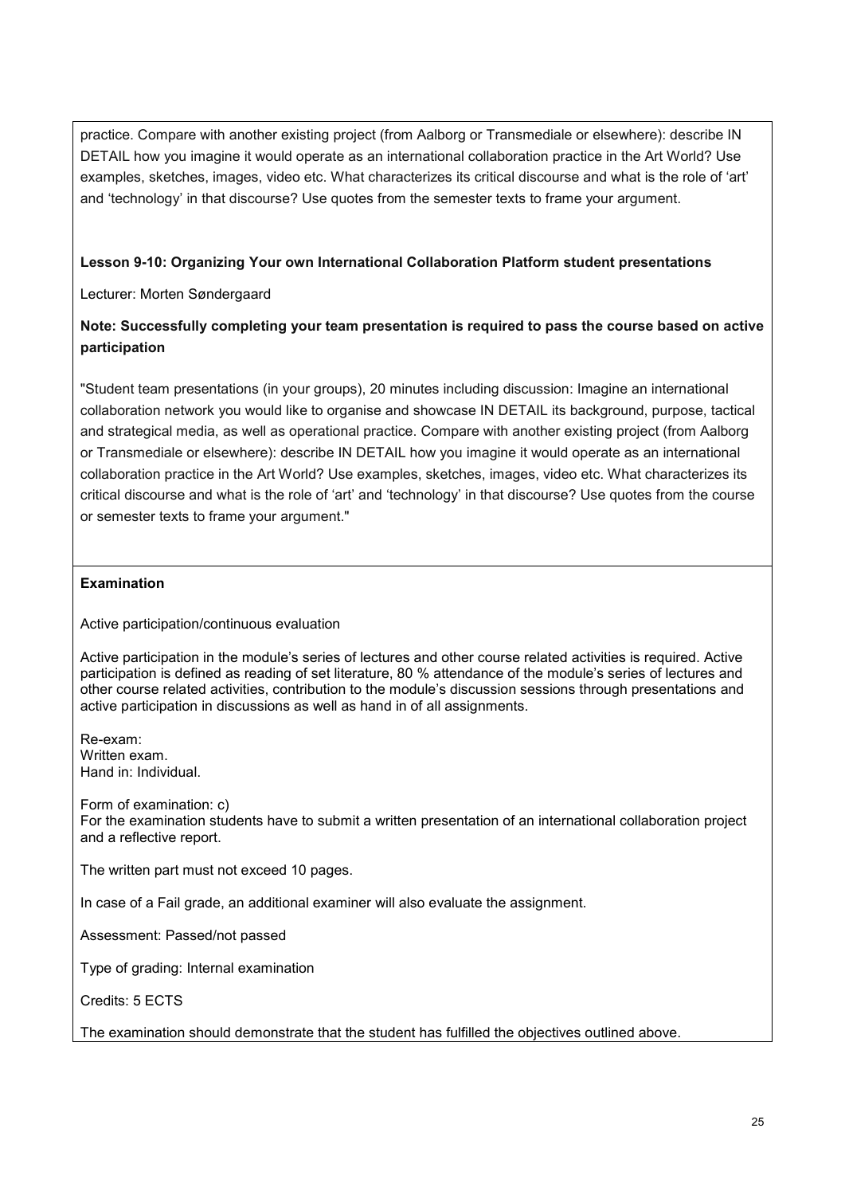practice. Compare with another existing project (from Aalborg or Transmediale or elsewhere): describe IN DETAIL how you imagine it would operate as an international collaboration practice in the Art World? Use examples, sketches, images, video etc. What characterizes its critical discourse and what is the role of 'art' and 'technology' in that discourse? Use quotes from the semester texts to frame your argument.

**Lesson 9-10: Organizing Your own International Collaboration Platform student presentations**

Lecturer: Morten Søndergaard

**Note: Successfully completing your team presentation is required to pass the course based on active participation**

"Student team presentations (in your groups), 20 minutes including discussion: Imagine an international collaboration network you would like to organise and showcase IN DETAIL its background, purpose, tactical and strategical media, as well as operational practice. Compare with another existing project (from Aalborg or Transmediale or elsewhere): describe IN DETAIL how you imagine it would operate as an international collaboration practice in the Art World? Use examples, sketches, images, video etc. What characterizes its critical discourse and what is the role of 'art' and 'technology' in that discourse? Use quotes from the course or semester texts to frame your argument."

**Examination**

Active participation/continuous evaluation

Active participation in the module's series of lectures and other course related activities is required. Active participation is defined as reading of set literature, 80 % attendance of the module's series of lectures and other course related activities, contribution to the module's discussion sessions through presentations and active participation in discussions as well as hand in of all assignments.

Re-exam:
Written exam.
Hand in: Individual.

Form of examination: c)
For the examination students have to submit a written presentation of an international collaboration project and a reflective report.

The written part must not exceed 10 pages.

In case of a Fail grade, an additional examiner will also evaluate the assignment.

Assessment: Passed/not passed

Type of grading: Internal examination

Credits: 5 ECTS

The examination should demonstrate that the student has fulfilled the objectives outlined above.